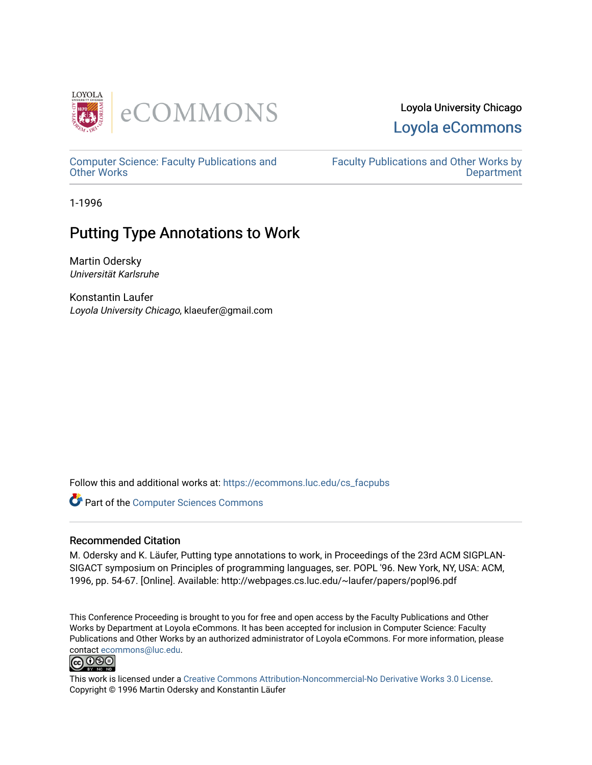Loyola University Chicago

Loyola eCommons

Computer Science: Faculty Publications and Other Works

Faculty Publications and Other Works by Department

1-1996

# Putting Type Annotations to Work

Martin Odersky
*Universität Karlsruhe*

Konstantin Laufer
*Loyola University Chicago*, klaeufer@gmail.com

Follow this and additional works at: https://ecommons.luc.edu/cs_facpubs

Part of the Computer Sciences Commons

## Recommended Citation

M. Odersky and K. Läufer, Putting type annotations to work, in Proceedings of the 23rd ACM SIGPLAN-SIGACT symposium on Principles of programming languages, ser. POPL '96. New York, NY, USA: ACM, 1996, pp. 54-67. [Online]. Available: http://webpages.cs.luc.edu/~laufer/papers/popl96.pdf

This Conference Proceeding is brought to you for free and open access by the Faculty Publications and Other Works by Department at Loyola eCommons. It has been accepted for inclusion in Computer Science: Faculty Publications and Other Works by an authorized administrator of Loyola eCommons. For more information, please contact ecommons@luc.edu.

This work is licensed under a Creative Commons Attribution-Noncommercial-No Derivative Works 3.0 License.
Copyright © 1996 Martin Odersky and Konstantin Läufer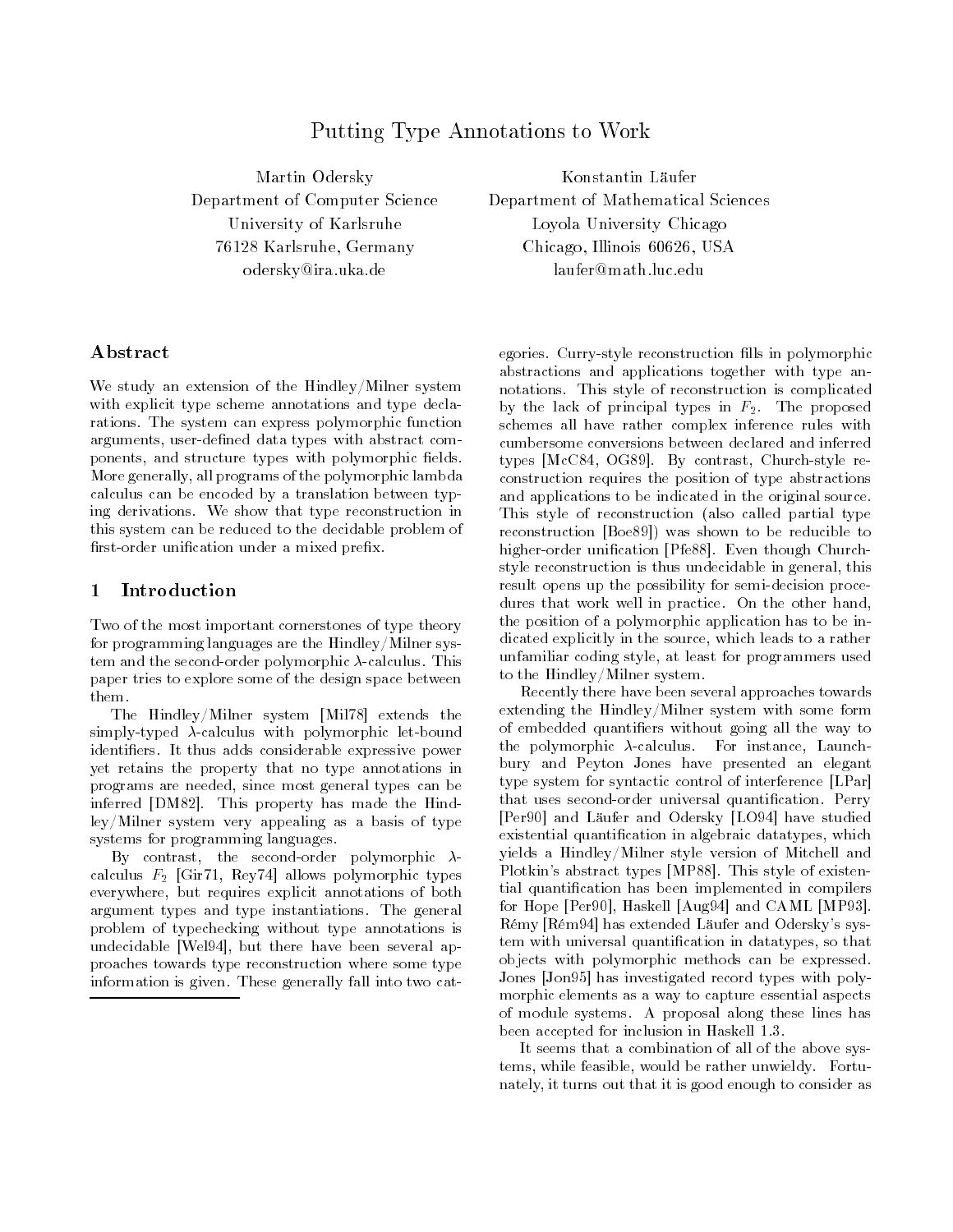# Putting Type Annotations to Work

Martin Odersky
Department of Computer Science
University of Karlsruhe
76128 Karlsruhe, Germany
odersky@ira.uka.de

Konstantin Läufer
Department of Mathematical Sciences
Loyola University Chicago
Chicago, Illinois 60626, USA
laufer@math.luc.edu

## Abstract

We study an extension of the Hindley/Milner system with explicit type scheme annotations and type declarations. The system can express polymorphic function arguments, user-defined data types with abstract components, and structure types with polymorphic fields. More generally, all programs of the polymorphic lambda calculus can be encoded by a translation between typing derivations. We show that type reconstruction in this system can be reduced to the decidable problem of first-order unification under a mixed prefix.

## 1 Introduction

Two of the most important cornerstones of type theory for programming languages are the Hindley/Milner system and the second-order polymorphic $\lambda$-calculus. This paper tries to explore some of the design space between them.

The Hindley/Milner system [Mil78] extends the simply-typed $\lambda$-calculus with polymorphic let-bound identifiers. It thus adds considerable expressive power yet retains the property that no type annotations in programs are needed, since most general types can be inferred [DM82]. This property has made the Hindley/Milner system very appealing as a basis of type systems for programming languages.

By contrast, the second-order polymorphic $\lambda$-calculus $F_2$ [Gir71, Rey74] allows polymorphic types everywhere, but requires explicit annotations of both argument types and type instantiations. The general problem of typechecking without type annotations is undecidable [Wel94], but there have been several approaches towards type reconstruction where some type information is given. These generally fall into two categories. Curry-style reconstruction fills in polymorphic abstractions and applications together with type annotations. This style of reconstruction is complicated by the lack of principal types in $F_2$. The proposed schemes all have rather complex inference rules with cumbersome conversions between declared and inferred types [McC84, OG89]. By contrast, Church-style reconstruction requires the position of type abstractions and applications to be indicated in the original source. This style of reconstruction (also called partial type reconstruction [Boe89]) was shown to be reducible to higher-order unification [Pfe88]. Even though Church-style reconstruction is thus undecidable in general, this result opens up the possibility for semi-decision procedures that work well in practice. On the other hand, the position of a polymorphic application has to be indicated explicitly in the source, which leads to a rather unfamiliar coding style, at least for programmers used to the Hindley/Milner system.

Recently there have been several approaches towards extending the Hindley/Milner system with some form of embedded quantifiers without going all the way to the polymorphic $\lambda$-calculus. For instance, Launchbury and Peyton Jones have presented an elegant type system for syntactic control of interference [LPar] that uses second-order universal quantification. Perry [Per90] and Läufer and Odersky [LO94] have studied existential quantification in algebraic datatypes, which yields a Hindley/Milner style version of Mitchell and Plotkin's abstract types [MP88]. This style of existential quantification has been implemented in compilers for Hope [Per90], Haskell [Aug94] and CAML [MP93]. Rémy [Rém94] has extended Läufer and Odersky's system with universal quantification in datatypes, so that objects with polymorphic methods can be expressed. Jones [Jon95] has investigated record types with polymorphic elements as a way to capture essential aspects of module systems. A proposal along these lines has been accepted for inclusion in Haskell 1.3.

It seems that a combination of all of the above systems, while feasible, would be rather unwieldy. Fortunately, it turns out that it is good enough to consider as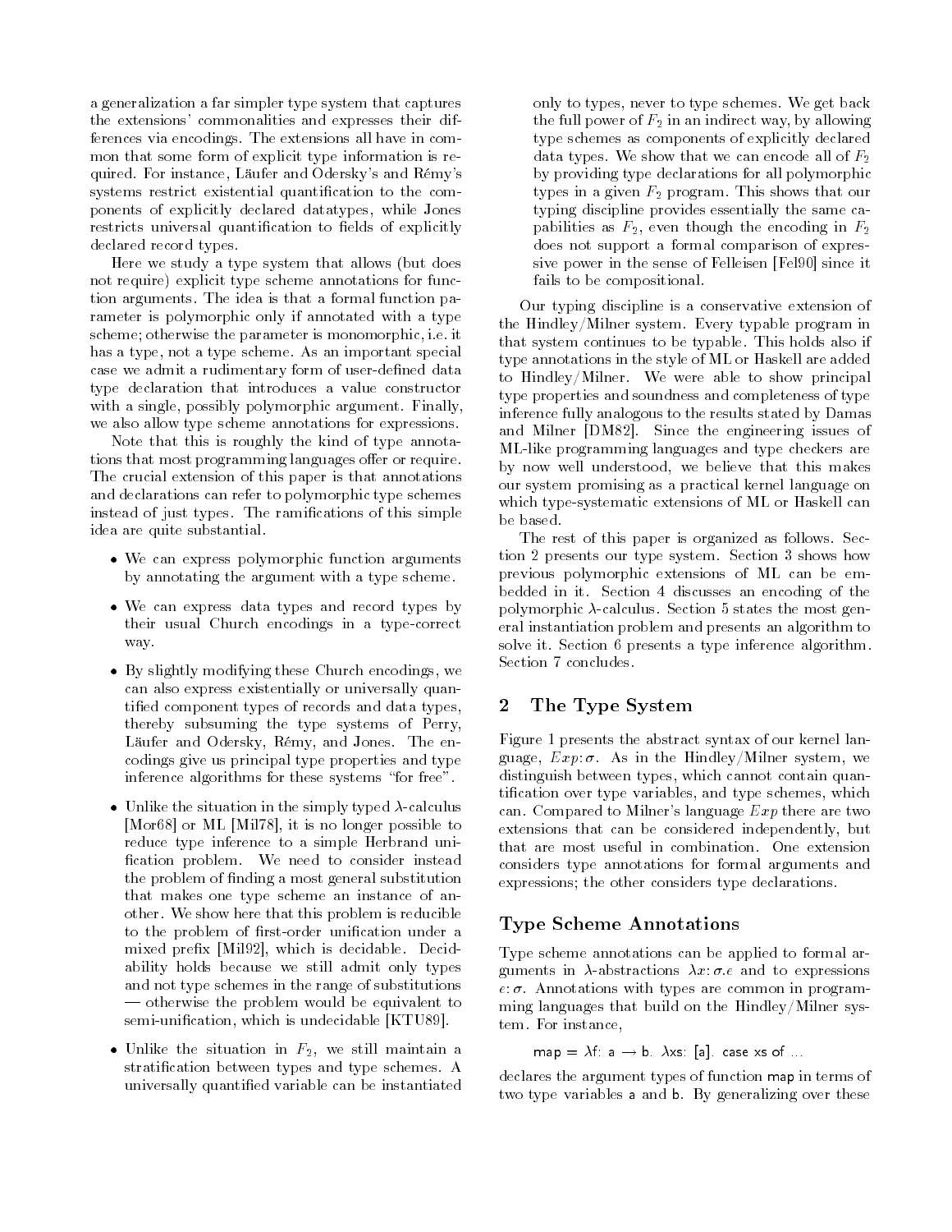a generalization a far simpler type system that captures the extensions' commonalities and expresses their differences via encodings. The extensions all have in common that some form of explicit type information is required. For instance, Läufer and Odersky's and Rémy's systems restrict existential quantification to the components of explicitly declared datatypes, while Jones restricts universal quantification to fields of explicitly declared record types.

Here we study a type system that allows (but does not require) explicit type scheme annotations for function arguments. The idea is that a formal function parameter is polymorphic only if annotated with a type scheme; otherwise the parameter is monomorphic, i.e. it has a type, not a type scheme. As an important special case we admit a rudimentary form of user-defined data type declaration that introduces a value constructor with a single, possibly polymorphic argument. Finally, we also allow type scheme annotations for expressions.

Note that this is roughly the kind of type annotations that most programming languages offer or require. The crucial extension of this paper is that annotations and declarations can refer to polymorphic type schemes instead of just types. The ramifications of this simple idea are quite substantial.

- We can express polymorphic function arguments by annotating the argument with a type scheme.
- We can express data types and record types by their usual Church encodings in a type-correct way.
- By slightly modifying these Church encodings, we can also express existentially or universally quantified component types of records and data types, thereby subsuming the type systems of Perry, Läufer and Odersky, Rémy, and Jones. The encodings give us principal type properties and type inference algorithms for these systems "for free".
- Unlike the situation in the simply typed $\lambda$-calculus [Mor68] or ML [Mil78], it is no longer possible to reduce type inference to a simple Herbrand unification problem. We need to consider instead the problem of finding a most general substitution that makes one type scheme an instance of another. We show here that this problem is reducible to the problem of first-order unification under a mixed prefix [Mil92], which is decidable. Decidability holds because we still admit only types and not type schemes in the range of substitutions — otherwise the problem would be equivalent to semi-unification, which is undecidable [KTU89].
- Unlike the situation in $F_2$, we still maintain a stratification between types and type schemes. A universally quantified variable can be instantiated only to types, never to type schemes. We get back the full power of $F_2$ in an indirect way, by allowing type schemes as components of explicitly declared data types. We show that we can encode all of $F_2$ by providing type declarations for all polymorphic types in a given $F_2$ program. This shows that our typing discipline provides essentially the same capabilities as $F_2$, even though the encoding in $F_2$ does not support a formal comparison of expressive power in the sense of Felleisen [Fel90] since it fails to be compositional.

Our typing discipline is a conservative extension of the Hindley/Milner system. Every typable program in that system continues to be typable. This holds also if type annotations in the style of ML or Haskell are added to Hindley/Milner. We were able to show principal type properties and soundness and completeness of type inference fully analogous to the results stated by Damas and Milner [DM82]. Since the engineering issues of ML-like programming languages and type checkers are by now well understood, we believe that this makes our system promising as a practical kernel language on which type-systematic extensions of ML or Haskell can be based.

The rest of this paper is organized as follows. Section 2 presents our type system. Section 3 shows how previous polymorphic extensions of ML can be embedded in it. Section 4 discusses an encoding of the polymorphic $\lambda$-calculus. Section 5 states the most general instantiation problem and presents an algorithm to solve it. Section 6 presents a type inference algorithm. Section 7 concludes.

## 2 The Type System

Figure 1 presents the abstract syntax of our kernel language, $Exp{:}\sigma$. As in the Hindley/Milner system, we distinguish between types, which cannot contain quantification over type variables, and type schemes, which can. Compared to Milner's language $Exp$ there are two extensions that can be considered independently, but that are most useful in combination. One extension considers type annotations for formal arguments and expressions; the other considers type declarations.

### Type Scheme Annotations

Type scheme annotations can be applied to formal arguments in $\lambda$-abstractions $\lambda x{:}\sigma.e$ and to expressions $e{:}\sigma$. Annotations with types are common in programming languages that build on the Hindley/Milner system. For instance,

```
map = λf: a → b. λxs: [a]. case xs of ...
```

declares the argument types of function map in terms of two type variables a and b. By generalizing over these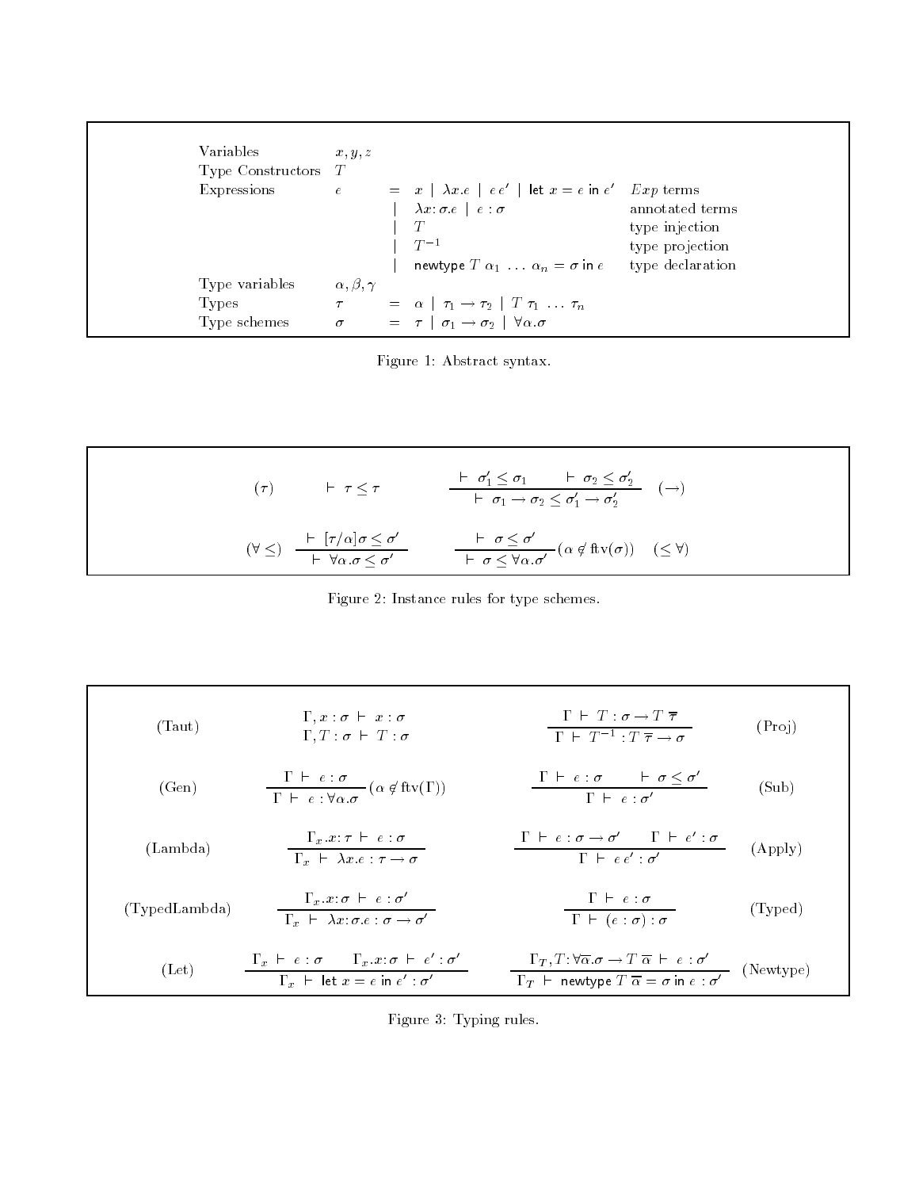| | | | | |
|---|---|---|---|---|
| Variables | $x, y, z$ | | | |
| Type Constructors | $T$ | | | |
| Expressions | $e$ | $=$ | $x \mid \lambda x.e \mid e\,e' \mid \mathsf{let}\ x = e\ \mathsf{in}\ e'$ | $Exp$ terms |
| | | $\mid$ | $\lambda x{:}\,\sigma.e \mid e : \sigma$ | annotated terms |
| | | $\mid$ | $T$ | type injection |
| | | $\mid$ | $T^{-1}$ | type projection |
| | | $\mid$ | $\mathsf{newtype}\ T\ \alpha_1\ \ldots\ \alpha_n = \sigma\ \mathsf{in}\ e$ | type declaration |
| Type variables | $\alpha, \beta, \gamma$ | | | |
| Types | $\tau$ | $=$ | $\alpha \mid \tau_1 \rightarrow \tau_2 \mid T\ \tau_1\ \ldots\ \tau_n$ | |
| Type schemes | $\sigma$ | $=$ | $\tau \mid \sigma_1 \rightarrow \sigma_2 \mid \forall\alpha.\sigma$ | |

Figure 1: Abstract syntax.

$$(\tau) \qquad \vdash \tau \leq \tau \qquad\qquad \frac{\vdash \sigma_1' \leq \sigma_1 \qquad \vdash \sigma_2 \leq \sigma_2'}{\vdash \sigma_1 \rightarrow \sigma_2 \leq \sigma_1' \rightarrow \sigma_2'} \quad (\rightarrow)$$

$$(\forall \leq) \quad \frac{\vdash [\tau/\alpha]\sigma \leq \sigma'}{\vdash \forall\alpha.\sigma \leq \sigma'} \qquad\qquad \frac{\vdash \sigma \leq \sigma'}{\vdash \sigma \leq \forall\alpha.\sigma'}(\alpha \notin \mathrm{ftv}(\sigma)) \quad (\leq \forall)$$

Figure 2: Instance rules for type schemes.

$$\text{(Taut)} \qquad \begin{array}{c}\Gamma, x : \sigma \vdash x : \sigma \\ \Gamma, T : \sigma \vdash T : \sigma\end{array} \qquad\qquad \frac{\Gamma \vdash T : \sigma \rightarrow T\ \overline{\tau}}{\Gamma \vdash T^{-1} : T\ \overline{\tau} \rightarrow \sigma} \qquad \text{(Proj)}$$

$$\text{(Gen)} \qquad \frac{\Gamma \vdash e : \sigma}{\Gamma \vdash e : \forall\alpha.\sigma}(\alpha \notin \mathrm{ftv}(\Gamma)) \qquad\qquad \frac{\Gamma \vdash e : \sigma \qquad \vdash \sigma \leq \sigma'}{\Gamma \vdash e : \sigma'} \qquad \text{(Sub)}$$

$$\text{(Lambda)} \qquad \frac{\Gamma_x.x{:}\,\tau \vdash e : \sigma}{\Gamma_x \vdash \lambda x.e : \tau \rightarrow \sigma} \qquad\qquad \frac{\Gamma \vdash e : \sigma \rightarrow \sigma' \qquad \Gamma \vdash e' : \sigma}{\Gamma \vdash e\,e' : \sigma'} \qquad \text{(Apply)}$$

$$\text{(TypedLambda)} \qquad \frac{\Gamma_x.x{:}\,\sigma \vdash e : \sigma'}{\Gamma_x \vdash \lambda x{:}\,\sigma.e : \sigma \rightarrow \sigma'} \qquad\qquad \frac{\Gamma \vdash e : \sigma}{\Gamma \vdash (e : \sigma) : \sigma} \qquad \text{(Typed)}$$

$$\text{(Let)} \qquad \frac{\Gamma_x \vdash e : \sigma \qquad \Gamma_x.x{:}\,\sigma \vdash e' : \sigma'}{\Gamma_x \vdash \mathsf{let}\ x = e\ \mathsf{in}\ e' : \sigma'} \qquad\qquad \frac{\Gamma_T, T{:}\,\forall\overline{\alpha}.\sigma \rightarrow T\ \overline{\alpha} \vdash e : \sigma'}{\Gamma_T \vdash \mathsf{newtype}\ T\ \overline{\alpha} = \sigma\ \mathsf{in}\ e : \sigma'} \qquad \text{(Newtype)}$$

Figure 3: Typing rules.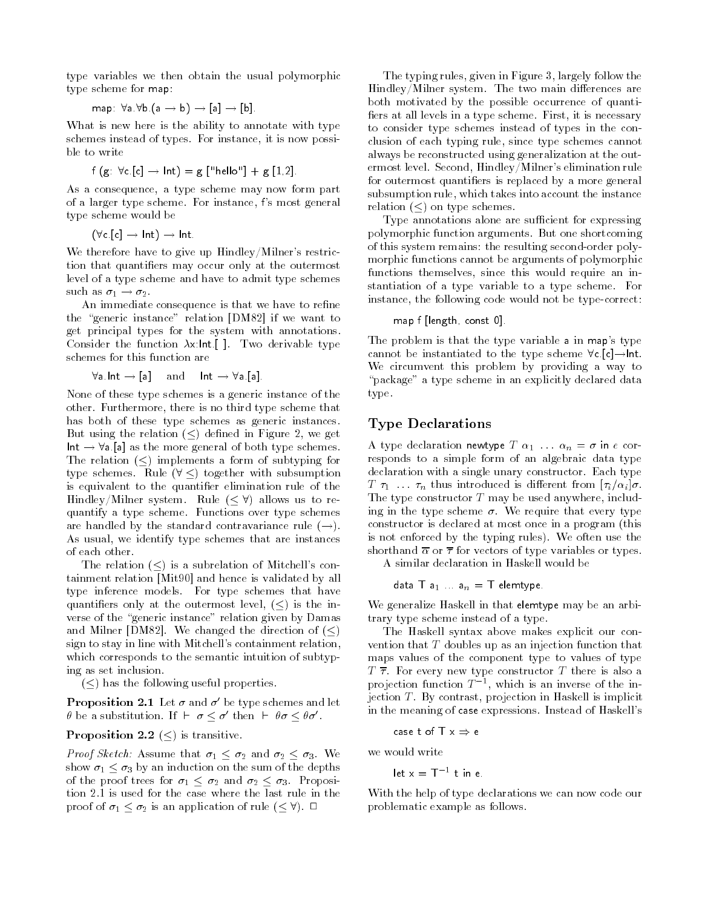type variables we then obtain the usual polymorphic type scheme for map:

$$\mathsf{map}\colon \forall a.\forall b.(a \rightarrow b) \rightarrow [a] \rightarrow [b].$$

What is new here is the ability to annotate with type schemes instead of types. For instance, it is now possible to write

```
f (g: ∀c.[c] → Int) = g ["hello"] + g [1,2].
```

As a consequence, a type scheme may now form part of a larger type scheme. For instance, f's most general type scheme would be

$$(\forall c.[c] \rightarrow \mathsf{Int}) \rightarrow \mathsf{Int}.$$

We therefore have to give up Hindley/Milner's restriction that quantifiers may occur only at the outermost level of a type scheme and have to admit type schemes such as $\sigma_1 \rightarrow \sigma_2$.

An immediate consequence is that we have to refine the "generic instance" relation [DM82] if we want to get principal types for the system with annotations. Consider the function $\lambda x{:}\mathsf{Int}.[\,]$. Two derivable type schemes for this function are

$$\forall a.\mathsf{Int} \rightarrow [a] \quad \text{and} \quad \mathsf{Int} \rightarrow \forall a.[a].$$

None of these type schemes is a generic instance of the other. Furthermore, there is no third type scheme that has both of these type schemes as generic instances. But using the relation $(\leq)$ defined in Figure 2, we get $\mathsf{Int} \rightarrow \forall a.[a]$ as the more general of both type schemes. The relation $(\leq)$ implements a form of subtyping for type schemes. Rule $(\forall\leq)$ together with subsumption is equivalent to the quantifier elimination rule of the Hindley/Milner system. Rule $(\leq\forall)$ allows us to re-quantify a type scheme. Functions over type schemes are handled by the standard contravariance rule $(\rightarrow)$. As usual, we identify type schemes that are instances of each other.

The relation $(\leq)$ is a subrelation of Mitchell's containment relation [Mit90] and hence is validated by all type inference models. For type schemes that have quantifiers only at the outermost level, $(\leq)$ is the inverse of the "generic instance" relation given by Damas and Milner [DM82]. We changed the direction of $(\leq)$ sign to stay in line with Mitchell's containment relation, which corresponds to the semantic intuition of subtyping as set inclusion.

$(\leq)$ has the following useful properties.

**Proposition 2.1** Let $\sigma$ and $\sigma'$ be type schemes and let $\theta$ be a substitution. If $\vdash \sigma \leq \sigma'$ then $\vdash \theta\sigma \leq \theta\sigma'$.

**Proposition 2.2** $(\leq)$ is transitive.

*Proof Sketch:* Assume that $\sigma_1 \leq \sigma_2$ and $\sigma_2 \leq \sigma_3$. We show $\sigma_1 \leq \sigma_3$ by an induction on the sum of the depths of the proof trees for $\sigma_1 \leq \sigma_2$ and $\sigma_2 \leq \sigma_3$. Proposition 2.1 is used for the case where the last rule in the proof of $\sigma_1 \leq \sigma_2$ is an application of rule $(\leq\forall)$. □

The typing rules, given in Figure 3, largely follow the Hindley/Milner system. The two main differences are both motivated by the possible occurrence of quantifiers at all levels in a type scheme. First, it is necessary to consider type schemes instead of types in the conclusion of each typing rule, since type schemes cannot always be reconstructed using generalization at the outermost level. Second, Hindley/Milner's elimination rule for outermost quantifiers is replaced by a more general subsumption rule, which takes into account the instance relation $(\leq)$ on type schemes.

Type annotations alone are sufficient for expressing polymorphic function arguments. But one shortcoming of this system remains: the resulting second-order polymorphic functions cannot be arguments of polymorphic functions themselves, since this would require an instantiation of a type variable to a type scheme. For instance, the following code would not be type-correct:

```
map f [length, const 0].
```

The problem is that the type variable a in map's type cannot be instantiated to the type scheme $\forall c.[c]\rightarrow\mathsf{Int}$. We circumvent this problem by providing a way to "package" a type scheme in an explicitly declared data type.

## Type Declarations

A type declaration newtype $T\ \alpha_1\ \ldots\ \alpha_n = \sigma$ in $e$ corresponds to a simple form of an algebraic data type declaration with a single unary constructor. Each type $T\ \tau_1\ \ldots\ \tau_n$ thus introduced is different from $[\tau_i/\alpha_i]\sigma$. The type constructor $T$ may be used anywhere, including in the type scheme $\sigma$. We require that every type constructor is declared at most once in a program (this is not enforced by the typing rules). We often use the shorthand $\overline{\alpha}$ or $\overline{\tau}$ for vectors of type variables or types.

A similar declaration in Haskell would be

```
data T a1 ... an = T elemtype.
```

We generalize Haskell in that elemtype may be an arbitrary type scheme instead of a type.

The Haskell syntax above makes explicit our convention that $T$ doubles up as an injection function that maps values of the component type to values of type $T\ \overline{\tau}$. For every new type constructor $T$ there is also a projection function $T^{-1}$, which is an inverse of the injection $T$. By contrast, projection in Haskell is implicit in the meaning of case expressions. Instead of Haskell's

```
case t of T x ⇒ e
```

we would write

```
let x = T⁻¹ t in e.
```

With the help of type declarations we can now code our problematic example as follows.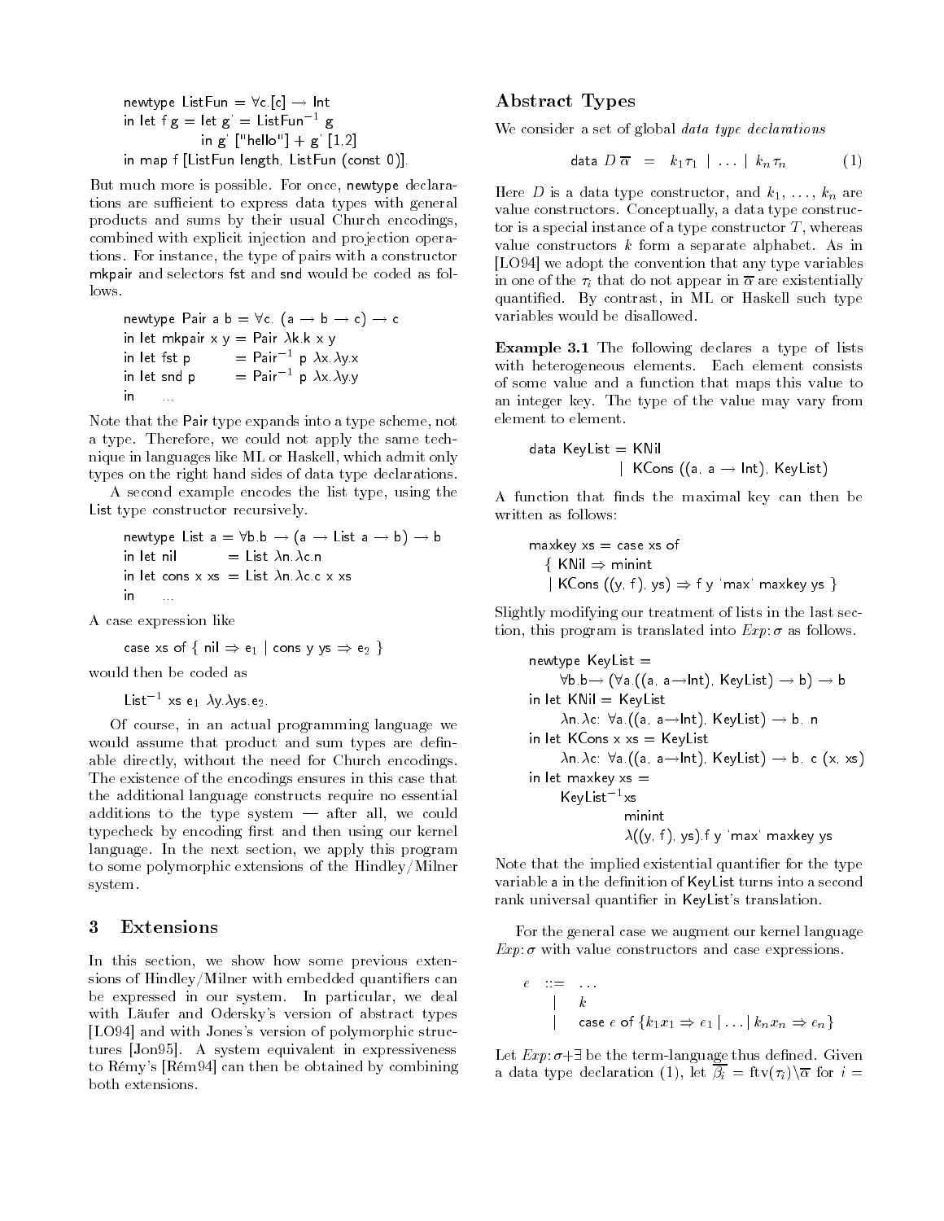```
newtype ListFun = ∀c.[c] → Int
in let f g = let g' = ListFun⁻¹ g
             in g' ["hello"] + g' [1,2]
in map f [ListFun length, ListFun (const 0)].
```

But much more is possible. For once, newtype declarations are sufficient to express data types with general products and sums by their usual Church encodings, combined with explicit injection and projection operations. For instance, the type of pairs with a constructor mkpair and selectors fst and snd would be coded as follows.

```
newtype Pair a b = ∀c. (a → b → c) → c
in let mkpair x y = Pair λk.k x y
in let fst p      = Pair⁻¹ p λx.λy.x
in let snd p      = Pair⁻¹ p λx.λy.y
in      ...
```

Note that the Pair type expands into a type scheme, not a type. Therefore, we could not apply the same technique in languages like ML or Haskell, which admit only types on the right hand sides of data type declarations.

A second example encodes the list type, using the List type constructor recursively.

```
newtype List a = ∀b.b → (a → List a → b) → b
in let nil       = List λn.λc.n
in let cons x xs = List λn.λc.c x xs
in      ...
```

A case expression like

```
case xs of { nil ⇒ e1 | cons y ys ⇒ e2 }
```

would then be coded as

```
List⁻¹ xs e1 λy.λys.e2.
```

Of course, in an actual programming language we would assume that product and sum types are definable directly, without the need for Church encodings. The existence of the encodings ensures in this case that the additional language constructs require no essential additions to the type system — after all, we could typecheck by encoding first and then using our kernel language. In the next section, we apply this program to some polymorphic extensions of the Hindley/Milner system.

## 3 Extensions

In this section, we show how some previous extensions of Hindley/Milner with embedded quantifiers can be expressed in our system. In particular, we deal with Läufer and Odersky's version of abstract types [LO94] and with Jones's version of polymorphic structures [Jon95]. A system equivalent in expressiveness to Rémy's [Rém94] can then be obtained by combining both extensions.

### Abstract Types

We consider a set of global *data type declarations*

$$\mathsf{data}\ D\ \overline{\alpha} \;=\; k_1\tau_1 \;|\; \ldots \;|\; k_n\tau_n \qquad (1)$$

Here $D$ is a data type constructor, and $k_1, \ldots, k_n$ are value constructors. Conceptually, a data type constructor is a special instance of a type constructor $T$, whereas value constructors $k$ form a separate alphabet. As in [LO94] we adopt the convention that any type variables in one of the $\tau_i$ that do not appear in $\overline{\alpha}$ are existentially quantified. By contrast, in ML or Haskell such type variables would be disallowed.

**Example 3.1** The following declares a type of lists with heterogeneous elements. Each element consists of some value and a function that maps this value to an integer key. The type of the value may vary from element to element.

```
data KeyList = KNil
             | KCons ((a, a → Int), KeyList)
```

A function that finds the maximal key can then be written as follows:

```
maxkey xs = case xs of
  { KNil ⇒ minint
  | KCons ((y, f), ys) ⇒ f y `max` maxkey ys }
```

Slightly modifying our treatment of lists in the last section, this program is translated into $Exp\!:\!\sigma$ as follows.

```
newtype KeyList =
    ∀b.b→ (∀a.((a, a→Int), KeyList) → b) → b
in let KNil = KeyList
    λn.λc: ∀a.((a, a→Int), KeyList) → b. n
in let KCons x xs = KeyList
    λn.λc: ∀a.((a, a→Int), KeyList) → b. c (x, xs)
in let maxkey xs =
    KeyList⁻¹xs
          minint
          λ((y, f), ys).f y `max` maxkey ys
```

Note that the implied existential quantifier for the type variable a in the definition of KeyList turns into a second rank universal quantifier in KeyList's translation.

For the general case we augment our kernel language $Exp\!:\!\sigma$ with value constructors and case expressions.

$$\begin{array}{rcl} e & ::= & \ldots \\ & | & k \\ & | & \mathsf{case}\ e\ \mathsf{of}\ \{k_1 x_1 \Rightarrow e_1 \,|\, \ldots \,|\, k_n x_n \Rightarrow e_n\} \end{array}$$

Let $Exp\!:\!\sigma\!+\!\exists$ be the term-language thus defined. Given a data type declaration (1), let $\overline{\beta_i} = \mathrm{ftv}(\tau_i) \backslash \overline{\alpha}$ for $i =$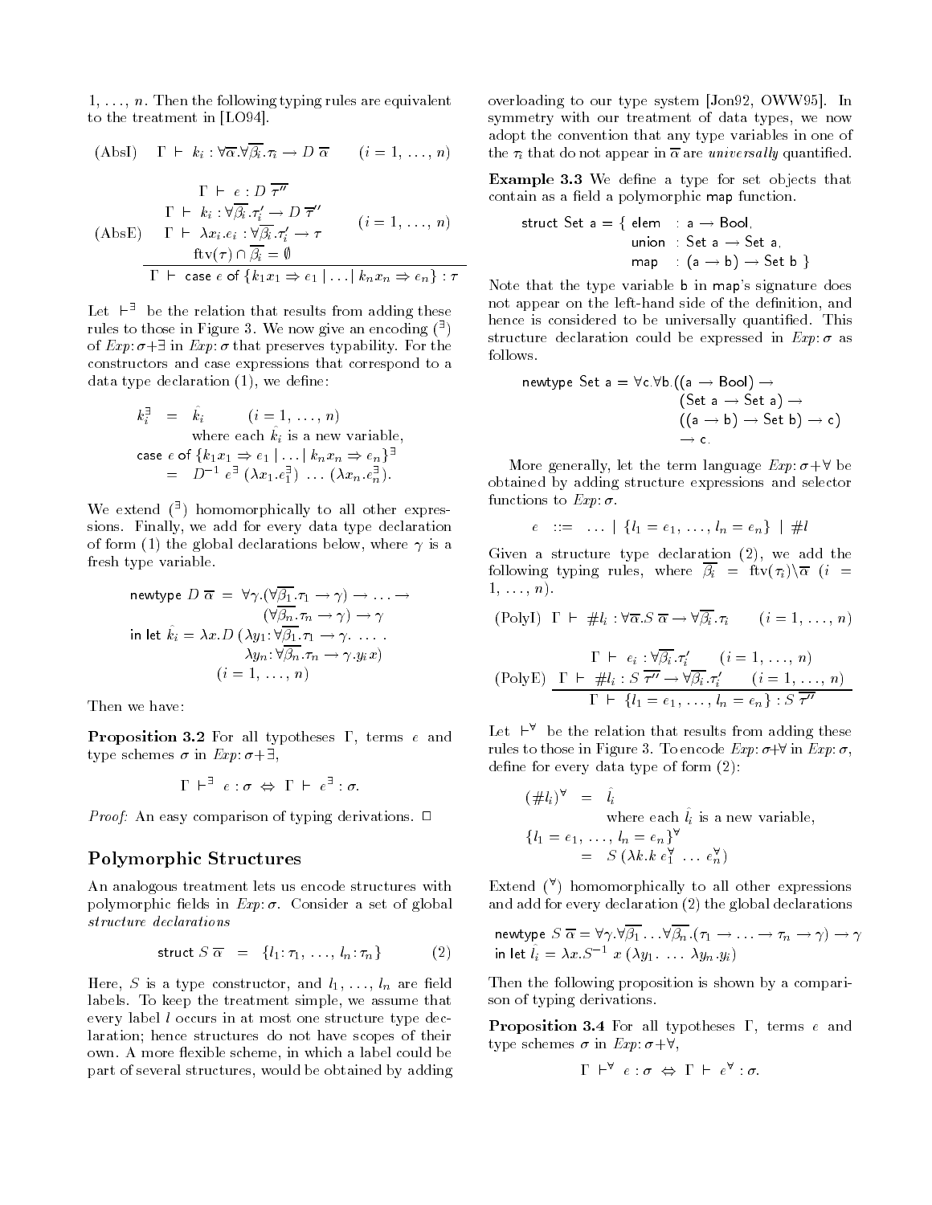$1, \ldots, n$. Then the following typing rules are equivalent to the treatment in [LO94].

$$\text{(AbsI)} \quad \Gamma \vdash k_i : \forall \overline{\alpha}.\forall \overline{\beta_i}.\tau_i \rightarrow D\ \overline{\alpha} \qquad (i = 1, \ldots, n)$$

$$\text{(AbsE)} \quad \frac{\begin{array}{c}\Gamma \vdash e : D\ \overline{\tau''} \\ \Gamma \vdash k_i : \forall \overline{\beta_i}.\tau_i' \rightarrow D\ \overline{\tau}'' \\ \Gamma \vdash \lambda x_i.e_i : \forall \overline{\beta_i}.\tau_i' \rightarrow \tau \\ \text{ftv}(\tau) \cap \overline{\beta_i} = \emptyset \end{array} \quad (i = 1, \ldots, n)}{\Gamma \vdash \mathsf{case}\ e\ \mathsf{of}\ \{k_1 x_1 \Rightarrow e_1 \mid \ldots \mid k_n x_n \Rightarrow e_n\} : \tau}$$

Let $\vdash^{\exists}$ be the relation that results from adding these rules to those in Figure 3. We now give an encoding $(^{\exists})$ of *Exp*:$\sigma$+$\exists$ in *Exp*:$\sigma$ that preserves typability. For the constructors and case expressions that correspond to a data type declaration (1), we define:

$$\begin{array}{rcl} k_i^{\exists} & = & \hat{k}_i \qquad (i = 1, \ldots, n) \\ & & \text{where each } \hat{k}_i \text{ is a new variable,} \\ \multicolumn{3}{l}{\mathsf{case}\ e\ \mathsf{of}\ \{k_1 x_1 \Rightarrow e_1 \mid \ldots \mid k_n x_n \Rightarrow e_n\}^{\exists}} \\ & = & D^{-1}\ e^{\exists}\ (\lambda x_1.e_1^{\exists})\ \ldots\ (\lambda x_n.e_n^{\exists}). \end{array}$$

We extend $(^{\exists})$ homomorphically to all other expressions. Finally, we add for every data type declaration of form (1) the global declarations below, where $\gamma$ is a fresh type variable.

$$\begin{array}{l} \mathsf{newtype}\ D\ \overline{\alpha} = \forall \gamma.(\forall \overline{\beta_1}.\tau_1 \rightarrow \gamma) \rightarrow \ldots \rightarrow \\ \qquad\qquad\qquad (\forall \overline{\beta_n}.\tau_n \rightarrow \gamma) \rightarrow \gamma \\ \mathsf{in\ let}\ \hat{k}_i = \lambda x.D\ (\lambda y_1 : \forall \overline{\beta_1}.\tau_1 \rightarrow \gamma.\ \ldots . \\ \qquad\qquad\qquad \lambda y_n : \forall \overline{\beta_n}.\tau_n \rightarrow \gamma.y_i\,x) \\ \qquad\qquad (i = 1, \ldots, n) \end{array}$$

Then we have:

**Proposition 3.2** For all typotheses $\Gamma$, terms $e$ and type schemes $\sigma$ in *Exp*:$\sigma$+$\exists$,

$$\Gamma \vdash^{\exists} e : \sigma \Leftrightarrow \Gamma \vdash e^{\exists} : \sigma.$$

*Proof:* An easy comparison of typing derivations. □

## Polymorphic Structures

An analogous treatment lets us encode structures with polymorphic fields in *Exp*:$\sigma$. Consider a set of global *structure declarations*

$$\mathsf{struct}\ S\ \overline{\alpha} \;=\; \{l_1 : \tau_1, \ldots, l_n : \tau_n\} \qquad (2)$$

Here, $S$ is a type constructor, and $l_1, \ldots, l_n$ are field labels. To keep the treatment simple, we assume that every label $l$ occurs in at most one structure type declaration; hence structures do not have scopes of their own. A more flexible scheme, in which a label could be part of several structures, would be obtained by adding overloading to our type system [Jon92, OWW95]. In symmetry with our treatment of data types, we now adopt the convention that any type variables in one of the $\tau_i$ that do not appear in $\overline{\alpha}$ are *universally* quantified.

**Example 3.3** We define a type for set objects that contain as a field a polymorphic map function.

```
struct Set a = { elem  : a → Bool,
                 union : Set a → Set a,
                 map   : (a → b) → Set b }
```

Note that the type variable b in map's signature does not appear on the left-hand side of the definition, and hence is considered to be universally quantified. This structure declaration could be expressed in *Exp*:$\sigma$ as follows.

```
newtype Set a = ∀c.∀b.((a → Bool) →
                  (Set a → Set a) →
                  ((a → b) → Set b) → c)
                  → c.
```

More generally, let the term language *Exp*:$\sigma$+$\forall$ be obtained by adding structure expressions and selector functions to *Exp*:$\sigma$.

$$e \;::=\; \ldots \mid \{l_1 = e_1, \ldots, l_n = e_n\} \mid \#l$$

Given a structure type declaration (2), we add the following typing rules, where $\overline{\beta_i} = \text{ftv}(\tau_i)\backslash\overline{\alpha}$ $(i = 1, \ldots, n)$.

$$\text{(PolyI)} \quad \Gamma \vdash \#l_i : \forall \overline{\alpha}.S\ \overline{\alpha} \rightarrow \forall \overline{\beta_i}.\tau_i \qquad (i = 1, \ldots, n)$$

$$\text{(PolyE)} \quad \frac{\begin{array}{ll}\Gamma \vdash e_i : \forall \overline{\beta_i}.\tau_i' & (i = 1, \ldots, n) \\ \Gamma \vdash \#l_i : S\ \overline{\tau''} \rightarrow \forall \overline{\beta_i}.\tau_i' & (i = 1, \ldots, n)\end{array}}{\Gamma \vdash \{l_1 = e_1, \ldots, l_n = e_n\} : S\ \overline{\tau''}}$$

Let $\vdash^{\forall}$ be the relation that results from adding these rules to those in Figure 3. To encode *Exp*:$\sigma$+$\forall$ in *Exp*:$\sigma$, define for every data type of form (2):

$$\begin{array}{rcl} (\#l_i)^{\forall} & = & \hat{l}_i \\ & & \text{where each } \hat{l}_i \text{ is a new variable,} \\ \multicolumn{3}{l}{\{l_1 = e_1, \ldots, l_n = e_n\}^{\forall}} \\ & = & S\ (\lambda k.k\ e_1^{\forall}\ \ldots\ e_n^{\forall}) \end{array}$$

Extend $(^{\forall})$ homomorphically to all other expressions and add for every declaration (2) the global declarations

$$\begin{array}{l} \mathsf{newtype}\ S\ \overline{\alpha} = \forall \gamma.\forall \overline{\beta_1} \ldots \forall \overline{\beta_n}.(\tau_1 \rightarrow \ldots \rightarrow \tau_n \rightarrow \gamma) \rightarrow \gamma \\ \mathsf{in\ let}\ \hat{l}_i = \lambda x.S^{-1}\ x\ (\lambda y_1.\ \ldots\ \lambda y_n.y_i) \end{array}$$

Then the following proposition is shown by a comparison of typing derivations.

**Proposition 3.4** For all typotheses $\Gamma$, terms $e$ and type schemes $\sigma$ in *Exp*:$\sigma$+$\forall$,

$$\Gamma \vdash^{\forall} e : \sigma \Leftrightarrow \Gamma \vdash e^{\forall} : \sigma.$$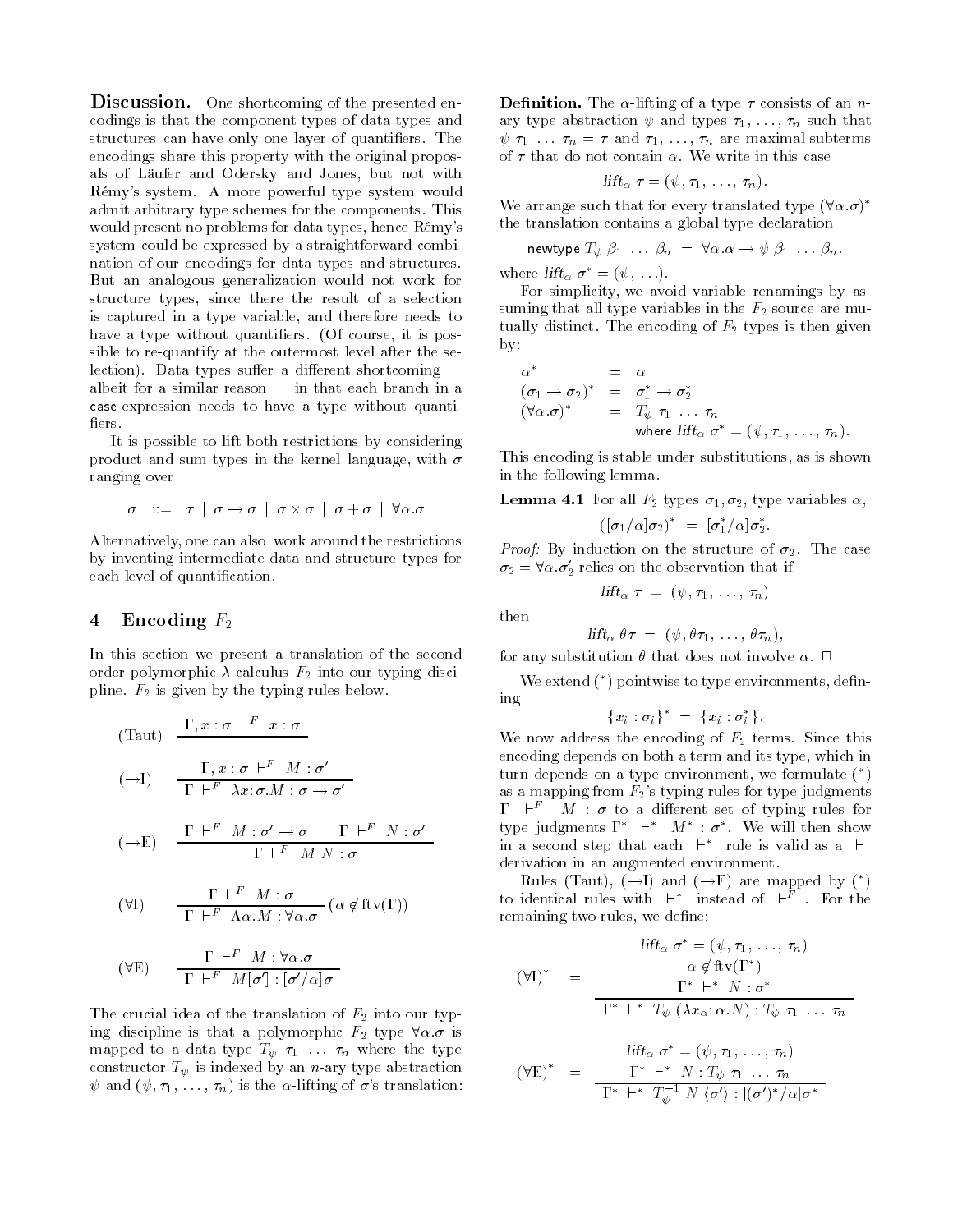**Discussion.** One shortcoming of the presented encodings is that the component types of data types and structures can have only one layer of quantifiers. The encodings share this property with the original proposals of Läufer and Odersky and Jones, but not with Rémy's system. A more powerful type system would admit arbitrary type schemes for the components. This would present no problems for data types, hence Rémy's system could be expressed by a straightforward combination of our encodings for data types and structures. But an analogous generalization would not work for structure types, since there the result of a selection is captured in a type variable, and therefore needs to have a type without quantifiers. (Of course, it is possible to re-quantify at the outermost level after the selection). Data types suffer a different shortcoming — albeit for a similar reason — in that each branch in a case-expression needs to have a type without quantifiers.

It is possible to lift both restrictions by considering product and sum types in the kernel language, with $\sigma$ ranging over

$$\sigma \ ::= \ \tau \mid \sigma \to \sigma \mid \sigma \times \sigma \mid \sigma + \sigma \mid \forall \alpha . \sigma$$

Alternatively, one can also work around the restrictions by inventing intermediate data and structure types for each level of quantification.

## 4 Encoding $F_2$

In this section we present a translation of the second order polymorphic $\lambda$-calculus $F_2$ into our typing discipline. $F_2$ is given by the typing rules below.

$$\text{(Taut)} \quad \frac{}{\Gamma, x:\sigma \ \vdash^F \ x:\sigma}$$

$$(\to\text{I}) \quad \frac{\Gamma, x:\sigma \ \vdash^F \ M:\sigma'}{\Gamma \ \vdash^F \ \lambda x{:}\sigma.M : \sigma \to \sigma'}$$

$$(\to\text{E}) \quad \frac{\Gamma \ \vdash^F \ M:\sigma' \to \sigma \qquad \Gamma \ \vdash^F \ N:\sigma'}{\Gamma \ \vdash^F \ M\ N : \sigma}$$

$$(\forall\text{I}) \quad \frac{\Gamma \ \vdash^F \ M:\sigma}{\Gamma \ \vdash^F \ \Lambda\alpha.M : \forall\alpha.\sigma} \ (\alpha \notin \text{ftv}(\Gamma))$$

$$(\forall\text{E}) \quad \frac{\Gamma \ \vdash^F \ M:\forall\alpha.\sigma}{\Gamma \ \vdash^F \ M[\sigma'] : [\sigma'/\alpha]\sigma}$$

The crucial idea of the translation of $F_2$ into our typing discipline is that a polymorphic $F_2$ type $\forall\alpha.\sigma$ is mapped to a data type $T_\psi \ \tau_1 \ \ldots \ \tau_n$ where the type constructor $T_\psi$ is indexed by an $n$-ary type abstraction $\psi$ and $(\psi, \tau_1, \ldots, \tau_n)$ is the $\alpha$-lifting of $\sigma$'s translation:

**Definition.** The $\alpha$-lifting of a type $\tau$ consists of an $n$-ary type abstraction $\psi$ and types $\tau_1, \ldots, \tau_n$ such that $\psi \ \tau_1 \ \ldots \ \tau_n = \tau$ and $\tau_1, \ldots, \tau_n$ are maximal subterms of $\tau$ that do not contain $\alpha$. We write in this case

$$\mathit{lift}_\alpha \ \tau = (\psi, \tau_1, \ldots, \tau_n).$$

We arrange such that for every translated type $(\forall\alpha.\sigma)^*$ the translation contains a global type declaration

$$\textsf{newtype} \ T_\psi \ \beta_1 \ \ldots \ \beta_n \ = \ \forall\alpha.\alpha \to \psi \ \beta_1 \ \ldots \ \beta_n.$$

where $\mathit{lift}_\alpha \ \sigma^* = (\psi, \ldots)$.

For simplicity, we avoid variable renamings by assuming that all type variables in the $F_2$ source are mutually distinct. The encoding of $F_2$ types is then given by:

$$\begin{array}{lcl}
\alpha^* & = & \alpha \\
(\sigma_1 \to \sigma_2)^* & = & \sigma_1^* \to \sigma_2^* \\
(\forall\alpha.\sigma)^* & = & T_\psi \ \tau_1 \ \ldots \ \tau_n \\
 & & \text{where } \mathit{lift}_\alpha \ \sigma^* = (\psi, \tau_1, \ldots, \tau_n).
\end{array}$$

This encoding is stable under substitutions, as is shown in the following lemma.

**Lemma 4.1** For all $F_2$ types $\sigma_1, \sigma_2$, type variables $\alpha$,

$$([\sigma_1/\alpha]\sigma_2)^* \ = \ [\sigma_1^*/\alpha]\sigma_2^*.$$

*Proof:* By induction on the structure of $\sigma_2$. The case $\sigma_2 = \forall\alpha.\sigma_2'$ relies on the observation that if

$$\mathit{lift}_\alpha \ \tau \ = \ (\psi, \tau_1, \ldots, \tau_n)$$

then

$$\mathit{lift}_\alpha \ \theta\tau \ = \ (\psi, \theta\tau_1, \ldots, \theta\tau_n),$$

for any substitution $\theta$ that does not involve $\alpha$. $\Box$

We extend $(^*)$ pointwise to type environments, defining

$$\{x_i : \sigma_i\}^* \ = \ \{x_i : \sigma_i^*\}.$$

We now address the encoding of $F_2$ terms. Since this encoding depends on both a term and its type, which in turn depends on a type environment, we formulate $(^*)$ as a mapping from $F_2$'s typing rules for type judgments $\Gamma \ \vdash^F \ M : \sigma$ to a different set of typing rules for type judgments $\Gamma^* \ \vdash^* \ M^* : \sigma^*$. We will then show in a second step that each $\vdash^*$ rule is valid as a $\vdash$ derivation in an augmented environment.

Rules (Taut), ($\to$I) and ($\to$E) are mapped by $(^*)$ to identical rules with $\vdash^*$ instead of $\vdash^F$. For the remaining two rules, we define:

$$(\forall\text{I})^* \quad = \quad \frac{\begin{array}{c}\mathit{lift}_\alpha \ \sigma^* = (\psi, \tau_1, \ldots, \tau_n) \\ \alpha \notin \text{ftv}(\Gamma^*) \\ \Gamma^* \ \vdash^* \ N : \sigma^*\end{array}}{\Gamma^* \ \vdash^* \ T_\psi \ (\lambda x_\alpha{:}\alpha.N) : T_\psi \ \tau_1 \ \ldots \ \tau_n}$$

$$(\forall\text{E})^* \quad = \quad \frac{\begin{array}{c}\mathit{lift}_\alpha \ \sigma^* = (\psi, \tau_1, \ldots, \tau_n) \\ \Gamma^* \ \vdash^* \ N : T_\psi \ \tau_1 \ \ldots \ \tau_n\end{array}}{\Gamma^* \ \vdash^* \ T_\psi^{-1} \ N \ \langle\sigma'\rangle : [(\sigma')^*/\alpha]\sigma^*}$$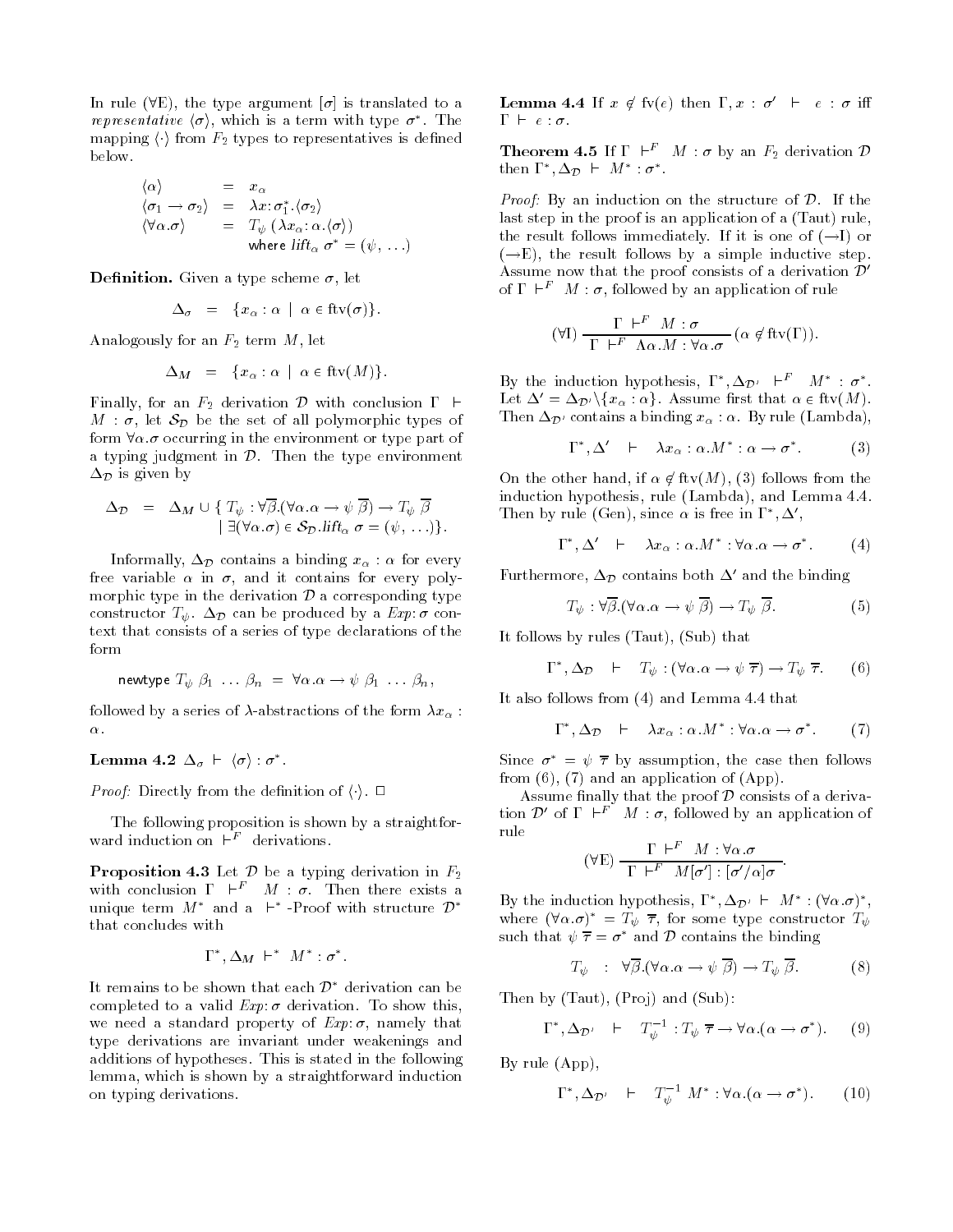In rule ($\forall$E), the type argument $[\sigma]$ is translated to a *representative* $\langle\sigma\rangle$, which is a term with type $\sigma^*$. The mapping $\langle\cdot\rangle$ from $F_2$ types to representatives is defined below.

$$\begin{array}{lcl}
\langle\alpha\rangle & = & x_\alpha \\
\langle\sigma_1 \rightarrow \sigma_2\rangle & = & \lambda x{:}\sigma_1^*.\langle\sigma_2\rangle \\
\langle\forall\alpha.\sigma\rangle & = & T_\psi\ (\lambda x_\alpha{:}\,\alpha.\langle\sigma\rangle) \\
 & & \text{where } \mathit{lift}_\alpha\ \sigma^* = (\psi, \ldots)
\end{array}$$

**Definition.** Given a type scheme $\sigma$, let

$$\Delta_\sigma \quad = \quad \{x_\alpha : \alpha \mid \alpha \in \mathrm{ftv}(\sigma)\}.$$

Analogously for an $F_2$ term $M$, let

$$\Delta_M \quad = \quad \{x_\alpha : \alpha \mid \alpha \in \mathrm{ftv}(M)\}.$$

Finally, for an $F_2$ derivation $\mathcal{D}$ with conclusion $\Gamma \vdash M : \sigma$, let $\mathcal{S}_\mathcal{D}$ be the set of all polymorphic types of form $\forall\alpha.\sigma$ occurring in the environment or type part of a typing judgment in $\mathcal{D}$. Then the type environment $\Delta_\mathcal{D}$ is given by

$$\begin{array}{lcl}
\Delta_\mathcal{D} & = & \Delta_M \cup \{\ T_\psi : \forall\overline{\beta}.(\forall\alpha.\alpha \rightarrow \psi\ \overline{\beta}) \rightarrow T_\psi\ \overline{\beta} \\
 & & \quad \mid \exists(\forall\alpha.\sigma) \in \mathcal{S}_\mathcal{D}.\mathit{lift}_\alpha\ \sigma = (\psi, \ldots)\}.
\end{array}$$

Informally, $\Delta_\mathcal{D}$ contains a binding $x_\alpha : \alpha$ for every free variable $\alpha$ in $\sigma$, and it contains for every polymorphic type in the derivation $\mathcal{D}$ a corresponding type constructor $T_\psi$. $\Delta_\mathcal{D}$ can be produced by a *Exp*:$\sigma$ context that consists of a series of type declarations of the form

$$\mathsf{newtype}\ T_\psi\ \beta_1\ \ldots\ \beta_n\ =\ \forall\alpha.\alpha \rightarrow \psi\ \beta_1\ \ldots\ \beta_n,$$

followed by a series of $\lambda$-abstractions of the form $\lambda x_\alpha : \alpha$.

**Lemma 4.2** $\Delta_\sigma \vdash \langle\sigma\rangle : \sigma^*$.

*Proof:* Directly from the definition of $\langle\cdot\rangle$. □

The following proposition is shown by a straightforward induction on $\vdash^F$ derivations.

**Proposition 4.3** Let $\mathcal{D}$ be a typing derivation in $F_2$ with conclusion $\Gamma \vdash^F M : \sigma$. Then there exists a unique term $M^*$ and a $\vdash^*$-Proof with structure $\mathcal{D}^*$ that concludes with

$$\Gamma^*, \Delta_M \vdash^* M^* : \sigma^*.$$

It remains to be shown that each $\mathcal{D}^*$ derivation can be completed to a valid *Exp*:$\sigma$ derivation. To show this, we need a standard property of *Exp*:$\sigma$, namely that type derivations are invariant under weakenings and additions of hypotheses. This is stated in the following lemma, which is shown by a straightforward induction on typing derivations.

**Lemma 4.4** If $x \notin \mathrm{fv}(e)$ then $\Gamma, x : \sigma' \vdash e : \sigma$ iff $\Gamma \vdash e : \sigma$.

**Theorem 4.5** If $\Gamma \vdash^F M : \sigma$ by an $F_2$ derivation $\mathcal{D}$ then $\Gamma^*, \Delta_\mathcal{D} \vdash M^* : \sigma^*$.

*Proof:* By an induction on the structure of $\mathcal{D}$. If the last step in the proof is an application of a (Taut) rule, the result follows immediately. If it is one of ($\rightarrow$I) or ($\rightarrow$E), the result follows by a simple inductive step. Assume now that the proof consists of a derivation $\mathcal{D}'$ of $\Gamma \vdash^F M : \sigma$, followed by an application of rule

$$(\forall\mathrm{I})\ \frac{\Gamma \vdash^F M : \sigma}{\Gamma \vdash^F \Lambda\alpha.M : \forall\alpha.\sigma}\ (\alpha \notin \mathrm{ftv}(\Gamma)).$$

By the induction hypothesis, $\Gamma^*, \Delta_{\mathcal{D}'} \vdash^F M^* : \sigma^*$. Let $\Delta' = \Delta_{\mathcal{D}'} \backslash \{x_\alpha : \alpha\}$. Assume first that $\alpha \in \mathrm{ftv}(M)$. Then $\Delta_{\mathcal{D}'}$ contains a binding $x_\alpha : \alpha$. By rule (Lambda),

$$\Gamma^*, \Delta' \quad \vdash \quad \lambda x_\alpha : \alpha.M^* : \alpha \rightarrow \sigma^*. \tag{3}$$

On the other hand, if $\alpha \notin \mathrm{ftv}(M)$, (3) follows from the induction hypothesis, rule (Lambda), and Lemma 4.4. Then by rule (Gen), since $\alpha$ is free in $\Gamma^*, \Delta'$,

$$\Gamma^*, \Delta' \quad \vdash \quad \lambda x_\alpha : \alpha.M^* : \forall\alpha.\alpha \rightarrow \sigma^*. \tag{4}$$

Furthermore, $\Delta_\mathcal{D}$ contains both $\Delta'$ and the binding

$$T_\psi : \forall\overline{\beta}.(\forall\alpha.\alpha \rightarrow \psi\ \overline{\beta}) \rightarrow T_\psi\ \overline{\beta}. \tag{5}$$

It follows by rules (Taut), (Sub) that

$$\Gamma^*, \Delta_\mathcal{D} \quad \vdash \quad T_\psi : (\forall\alpha.\alpha \rightarrow \psi\ \overline{\tau}) \rightarrow T_\psi\ \overline{\tau}. \tag{6}$$

It also follows from (4) and Lemma 4.4 that

$$\Gamma^*, \Delta_\mathcal{D} \quad \vdash \quad \lambda x_\alpha : \alpha.M^* : \forall\alpha.\alpha \rightarrow \sigma^*. \tag{7}$$

Since $\sigma^* = \psi\ \overline{\tau}$ by assumption, the case then follows from (6), (7) and an application of (App).

Assume finally that the proof $\mathcal{D}$ consists of a derivation $\mathcal{D}'$ of $\Gamma \vdash^F M : \sigma$, followed by an application of rule

$$(\forall\mathrm{E})\ \frac{\Gamma \vdash^F M : \forall\alpha.\sigma}{\Gamma \vdash^F M[\sigma'] : [\sigma'/\alpha]\sigma}.$$

By the induction hypothesis, $\Gamma^*, \Delta_{\mathcal{D}'} \vdash M^* : (\forall\alpha.\sigma)^*$, where $(\forall\alpha.\sigma)^* = T_\psi\ \overline{\tau}$, for some type constructor $T_\psi$ such that $\psi\ \overline{\tau} = \sigma^*$ and $\mathcal{D}$ contains the binding

$$T_\psi \quad : \quad \forall\overline{\beta}.(\forall\alpha.\alpha \rightarrow \psi\ \overline{\beta}) \rightarrow T_\psi\ \overline{\beta}. \tag{8}$$

Then by (Taut), (Proj) and (Sub):

$$\Gamma^*, \Delta_{\mathcal{D}'} \quad \vdash \quad T_\psi^{-1} : T_\psi\ \overline{\tau} \rightarrow \forall\alpha.(\alpha \rightarrow \sigma^*). \tag{9}$$

By rule (App),

$$\Gamma^*, \Delta_{\mathcal{D}'} \quad \vdash \quad T_\psi^{-1}\ M^* : \forall\alpha.(\alpha \rightarrow \sigma^*). \tag{10}$$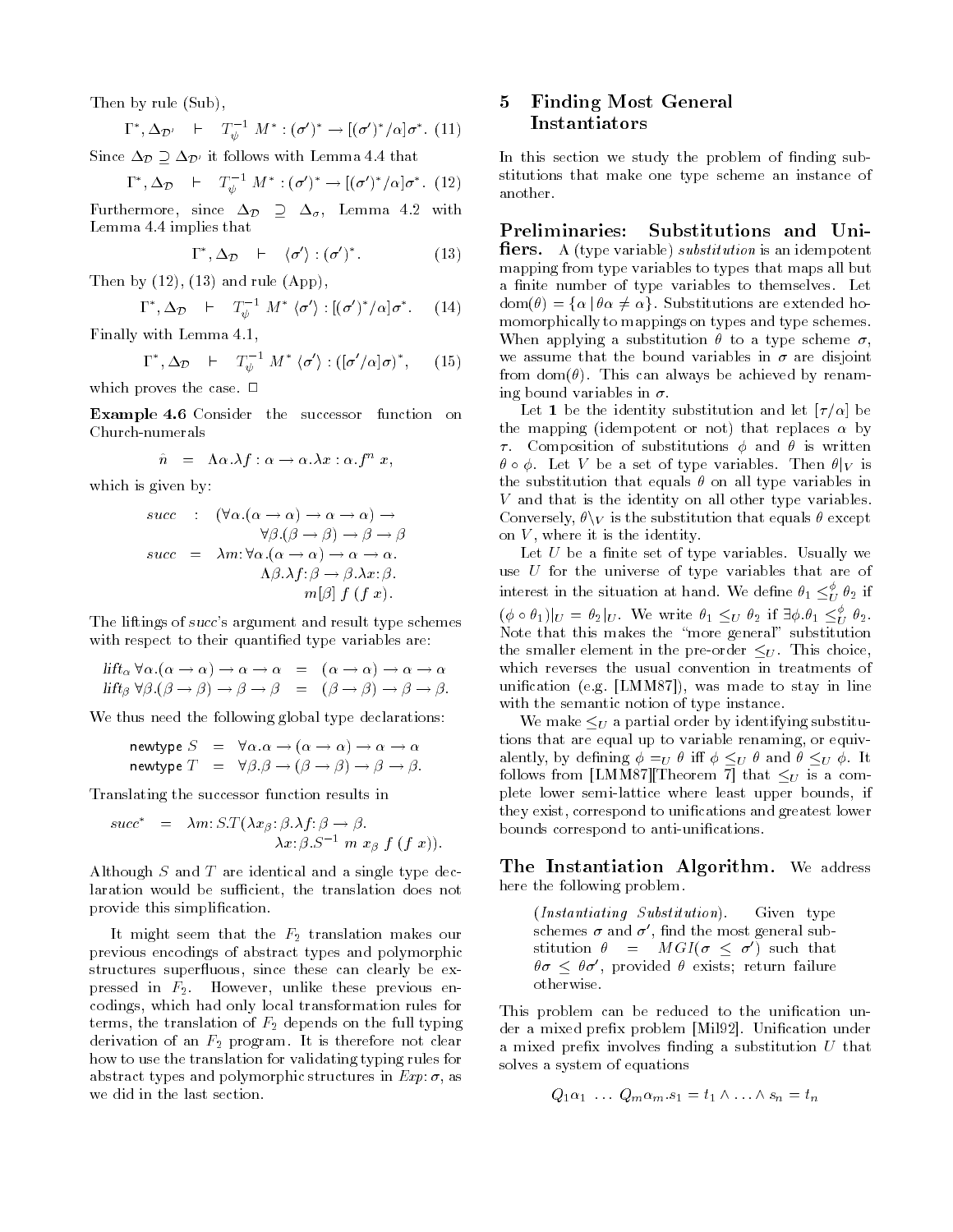Then by rule (Sub),

$$\Gamma^*, \Delta_{\mathcal{D}'} \quad \vdash \quad T_\psi^{-1}\ M^* : (\sigma')^* \to [(\sigma')^*/\alpha]\sigma^*. \ (11)$$

Since $\Delta_{\mathcal{D}} \supseteq \Delta_{\mathcal{D}'}$ it follows with Lemma 4.4 that

$$\Gamma^*, \Delta_{\mathcal{D}} \quad \vdash \quad T_\psi^{-1}\ M^* : (\sigma')^* \to [(\sigma')^*/\alpha]\sigma^*. \ (12)$$

Furthermore, since $\Delta_{\mathcal{D}} \supseteq \Delta_\sigma$, Lemma 4.2 with Lemma 4.4 implies that

$$\Gamma^*, \Delta_{\mathcal{D}} \quad \vdash \quad \langle \sigma' \rangle : (\sigma')^*. \qquad (13)$$

Then by (12), (13) and rule (App),

$$\Gamma^*, \Delta_{\mathcal{D}} \quad \vdash \quad T_\psi^{-1}\ M^*\ \langle\sigma'\rangle : [(\sigma')^*/\alpha]\sigma^*. \qquad (14)$$

Finally with Lemma 4.1,

$$\Gamma^*, \Delta_{\mathcal{D}} \quad \vdash \quad T_\psi^{-1}\ M^*\ \langle\sigma'\rangle : ([\sigma'/\alpha]\sigma)^*, \qquad (15)$$

which proves the case. □

**Example 4.6** Consider the successor function on Church-numerals

$$\hat{n} \quad = \quad \Lambda\alpha.\lambda f : \alpha \to \alpha.\lambda x : \alpha.f^n\ x,$$

which is given by:

$$\begin{aligned} succ \quad &: \quad (\forall\alpha.(\alpha \to \alpha) \to \alpha \to \alpha) \to \\ &\qquad\qquad \forall\beta.(\beta \to \beta) \to \beta \to \beta \\ succ \quad &= \quad \lambda m{:}\, \forall\alpha.(\alpha \to \alpha) \to \alpha \to \alpha. \\ &\qquad\qquad \Lambda\beta.\lambda f{:}\, \beta \to \beta.\lambda x{:}\, \beta. \\ &\qquad\qquad\qquad m[\beta]\ f\ (f\ x). \end{aligned}$$

The liftings of *succ*'s argument and result type schemes with respect to their quantified type variables are:

$$\begin{aligned} lift_\alpha\ \forall\alpha.(\alpha \to \alpha) \to \alpha \to \alpha \quad &= \quad (\alpha \to \alpha) \to \alpha \to \alpha \\ lift_\beta\ \forall\beta.(\beta \to \beta) \to \beta \to \beta \quad &= \quad (\beta \to \beta) \to \beta \to \beta. \end{aligned}$$

We thus need the following global type declarations:

$$\begin{aligned} \mathsf{newtype}\ S \quad &= \quad \forall\alpha.\alpha \to (\alpha \to \alpha) \to \alpha \to \alpha \\ \mathsf{newtype}\ T \quad &= \quad \forall\beta.\beta \to (\beta \to \beta) \to \beta \to \beta. \end{aligned}$$

Translating the successor function results in

$$\begin{aligned} succ^* \quad = \quad &\lambda m{:}\, S.T(\lambda x_\beta{:}\, \beta.\lambda f{:}\, \beta \to \beta. \\ &\qquad \lambda x{:}\, \beta.S^{-1}\ m\ x_\beta\ f\ (f\ x)). \end{aligned}$$

Although $S$ and $T$ are identical and a single type declaration would be sufficient, the translation does not provide this simplification.

It might seem that the $F_2$ translation makes our previous encodings of abstract types and polymorphic structures superfluous, since these can clearly be expressed in $F_2$. However, unlike these previous encodings, which had only local transformation rules for terms, the translation of $F_2$ depends on the full typing derivation of an $F_2$ program. It is therefore not clear how to use the translation for validating typing rules for abstract types and polymorphic structures in $Exp{:}\,\sigma$, as we did in the last section.

## 5 Finding Most General Instantiators

In this section we study the problem of finding substitutions that make one type scheme an instance of another.

**Preliminaries: Substitutions and Unifiers.** A (type variable) *substitution* is an idempotent mapping from type variables to types that maps all but a finite number of type variables to themselves. Let $\mathrm{dom}(\theta) = \{\alpha \mid \theta\alpha \neq \alpha\}$. Substitutions are extended homomorphically to mappings on types and type schemes. When applying a substitution $\theta$ to a type scheme $\sigma$, we assume that the bound variables in $\sigma$ are disjoint from $\mathrm{dom}(\theta)$. This can always be achieved by renaming bound variables in $\sigma$.

Let $\mathbf{1}$ be the identity substitution and let $[\tau/\alpha]$ be the mapping (idempotent or not) that replaces $\alpha$ by $\tau$. Composition of substitutions $\phi$ and $\theta$ is written $\theta \circ \phi$. Let $V$ be a set of type variables. Then $\theta|_V$ is the substitution that equals $\theta$ on all type variables in $V$ and that is the identity on all other type variables. Conversely, $\theta\backslash_V$ is the substitution that equals $\theta$ except on $V$, where it is the identity.

Let $U$ be a finite set of type variables. Usually we use $U$ for the universe of type variables that are of interest in the situation at hand. We define $\theta_1 \leq_U^\phi \theta_2$ if $(\phi \circ \theta_1)|_U = \theta_2|_U$. We write $\theta_1 \leq_U \theta_2$ if $\exists\phi.\theta_1 \leq_U^\phi \theta_2$. Note that this makes the "more general" substitution the smaller element in the pre-order $\leq_U$. This choice, which reverses the usual convention in treatments of unification (e.g. [LMM87]), was made to stay in line with the semantic notion of type instance.

We make $\leq_U$ a partial order by identifying substitutions that are equal up to variable renaming, or equivalently, by defining $\phi =_U \theta$ iff $\phi \leq_U \theta$ and $\theta \leq_U \phi$. It follows from [LMM87][Theorem 7] that $\leq_U$ is a complete lower semi-lattice where least upper bounds, if they exist, correspond to unifications and greatest lower bounds correspond to anti-unifications.

**The Instantiation Algorithm.** We address here the following problem.

> (*Instantiating Substitution*). Given type schemes $\sigma$ and $\sigma'$, find the most general substitution $\theta = MGI(\sigma \leq \sigma')$ such that $\theta\sigma \leq \theta\sigma'$, provided $\theta$ exists; return failure otherwise.

This problem can be reduced to the unification under a mixed prefix problem [Mil92]. Unification under a mixed prefix involves finding a substitution $U$ that solves a system of equations

$$Q_1\alpha_1\ \ldots\ Q_m\alpha_m.s_1 = t_1 \wedge \ldots \wedge s_n = t_n$$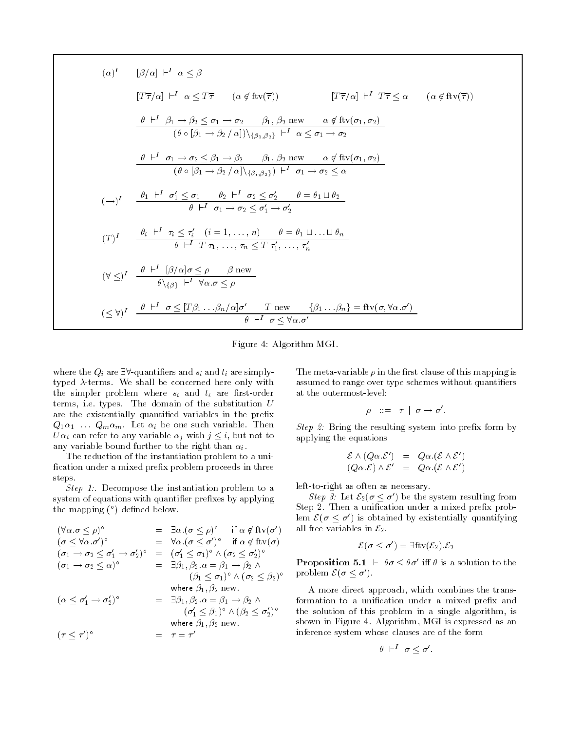$$(\alpha)^I \quad [\beta/\alpha] \;\vdash^I\; \alpha \leq \beta$$

$$[T\overline{\tau}/\alpha] \;\vdash^I\; \alpha \leq T\overline{\tau} \qquad (\alpha \notin \mathrm{ftv}(\overline{\tau})) \qquad\qquad [T\overline{\tau}/\alpha] \;\vdash^I\; T\overline{\tau} \leq \alpha \qquad (\alpha \notin \mathrm{ftv}(\overline{\tau}))$$

$$\frac{\theta \;\vdash^I\; \beta_1 \to \beta_2 \leq \sigma_1 \to \sigma_2 \qquad \beta_1, \beta_2 \text{ new} \qquad \alpha \notin \mathrm{ftv}(\sigma_1, \sigma_2)}{(\theta \circ [\beta_1 \to \beta_2 \,/\, \alpha])\backslash_{\{\beta_1,\beta_2\}} \;\vdash^I\; \alpha \leq \sigma_1 \to \sigma_2}$$

$$\frac{\theta \;\vdash^I\; \sigma_1 \to \sigma_2 \leq \beta_1 \to \beta_2 \qquad \beta_1, \beta_2 \text{ new} \qquad \alpha \notin \mathrm{ftv}(\sigma_1, \sigma_2)}{(\theta \circ [\beta_1 \to \beta_2 \,/\, \alpha]\backslash_{\{\beta_i,\beta_2\}}) \;\vdash^I\; \sigma_1 \to \sigma_2 \leq \alpha}$$

$$(\to)^I \quad \frac{\theta_1 \;\vdash^I\; \sigma_1' \leq \sigma_1 \qquad \theta_2 \;\vdash^I\; \sigma_2 \leq \sigma_2' \qquad \theta = \theta_1 \sqcup \theta_2}{\theta \;\vdash^I\; \sigma_1 \to \sigma_2 \leq \sigma_1' \to \sigma_2'}$$

$$(T)^I \quad \frac{\theta_i \;\vdash^I\; \tau_i \leq \tau_i' \quad (i = 1, \ldots, n) \qquad \theta = \theta_1 \sqcup \ldots \sqcup \theta_n}{\theta \;\vdash^I\; T\ \tau_1, \ldots, \tau_n \leq T\ \tau_1', \ldots, \tau_n'}$$

$$(\forall \leq)^I \quad \frac{\theta \;\vdash^I\; [\beta/\alpha]\sigma \leq \rho \qquad \beta \text{ new}}{\theta\backslash_{\{\beta\}} \;\vdash^I\; \forall\alpha.\sigma \leq \rho}$$

$$(\leq \forall)^I \quad \frac{\theta \;\vdash^I\; \sigma \leq [T\beta_1 \ldots \beta_n/\alpha]\sigma' \qquad T \text{ new} \qquad \{\beta_1 \ldots \beta_n\} = \mathrm{ftv}(\sigma, \forall\alpha.\sigma')}{\theta \;\vdash^I\; \sigma \leq \forall\alpha.\sigma'}$$

Figure 4: Algorithm MGI.

where the $Q_i$ are $\exists\forall$-quantifiers and $s_i$ and $t_i$ are simply-typed $\lambda$-terms. We shall be concerned here only with the simpler problem where $s_i$ and $t_i$ are first-order terms, i.e. types. The domain of the substitution $U$ are the existentially quantified variables in the prefix $Q_1\alpha_1 \ \ldots\ Q_m\alpha_m$. Let $\alpha_i$ be one such variable. Then $U\alpha_i$ can refer to any variable $\alpha_j$ with $j \leq i$, but not to any variable bound further to the right than $\alpha_i$.

The reduction of the instantiation problem to a unification under a mixed prefix problem proceeds in three steps.

*Step 1:*. Decompose the instantiation problem to a system of equations with quantifier prefixes by applying the mapping ($^\circ$) defined below.

$$\begin{array}{lll}
(\forall\alpha.\sigma \leq \rho)^\circ & = & \exists\alpha.(\sigma \leq \rho)^\circ \quad \text{if } \alpha \notin \mathrm{ftv}(\sigma') \\
(\sigma \leq \forall\alpha.\sigma')^\circ & = & \forall\alpha.(\sigma \leq \sigma')^\circ \quad \text{if } \alpha \notin \mathrm{ftv}(\sigma) \\
(\sigma_1 \to \sigma_2 \leq \sigma_1' \to \sigma_2')^\circ & = & (\sigma_1' \leq \sigma_1)^\circ \wedge (\sigma_2 \leq \sigma_2')^\circ \\
(\sigma_1 \to \sigma_2 \leq \alpha)^\circ & = & \exists\beta_1, \beta_2.\alpha = \beta_1 \to \beta_2 \,\wedge \\
& & \quad (\beta_1 \leq \sigma_1)^\circ \wedge (\sigma_2 \leq \beta_2)^\circ \\
& & \text{where } \beta_1, \beta_2 \text{ new.} \\
(\alpha \leq \sigma_1' \to \sigma_2')^\circ & = & \exists\beta_1, \beta_2.\alpha = \beta_1 \to \beta_2 \,\wedge \\
& & \quad (\sigma_1' \leq \beta_1)^\circ \wedge (\beta_2 \leq \sigma_2')^\circ \\
& & \text{where } \beta_1, \beta_2 \text{ new.} \\
(\tau \leq \tau')^\circ & = & \tau = \tau'
\end{array}$$

The meta-variable $\rho$ in the first clause of this mapping is assumed to range over type schemes without quantifiers at the outermost-level:

$$\rho \ ::= \ \tau \ | \ \sigma \to \sigma'.$$

*Step 2:* Bring the resulting system into prefix form by applying the equations

$$\begin{array}{rcl}
\mathcal{E} \wedge (Q\alpha.\mathcal{E}') & = & Q\alpha.(\mathcal{E} \wedge \mathcal{E}') \\
(Q\alpha.\mathcal{E}) \wedge \mathcal{E}' & = & Q\alpha.(\mathcal{E} \wedge \mathcal{E}')
\end{array}$$

left-to-right as often as necessary.

*Step 3:* Let $\mathcal{E}_2(\sigma \leq \sigma')$ be the system resulting from Step 2. Then a unification under a mixed prefix problem $\mathcal{E}(\sigma \leq \sigma')$ is obtained by existentially quantifying all free variables in $\mathcal{E}_2$.

$$\mathcal{E}(\sigma \leq \sigma') = \exists \mathrm{ftv}(\mathcal{E}_2).\mathcal{E}_2$$

**Proposition 5.1** $\vdash\ \theta\sigma \leq \theta\sigma'$ iff $\theta$ is a solution to the problem $\mathcal{E}(\sigma \leq \sigma')$.

A more direct approach, which combines the transformation to a unification under a mixed prefix and the solution of this problem in a single algorithm, is shown in Figure 4. Algorithm, MGI is expressed as an inference system whose clauses are of the form

$$\theta \;\vdash^I\; \sigma \leq \sigma'.$$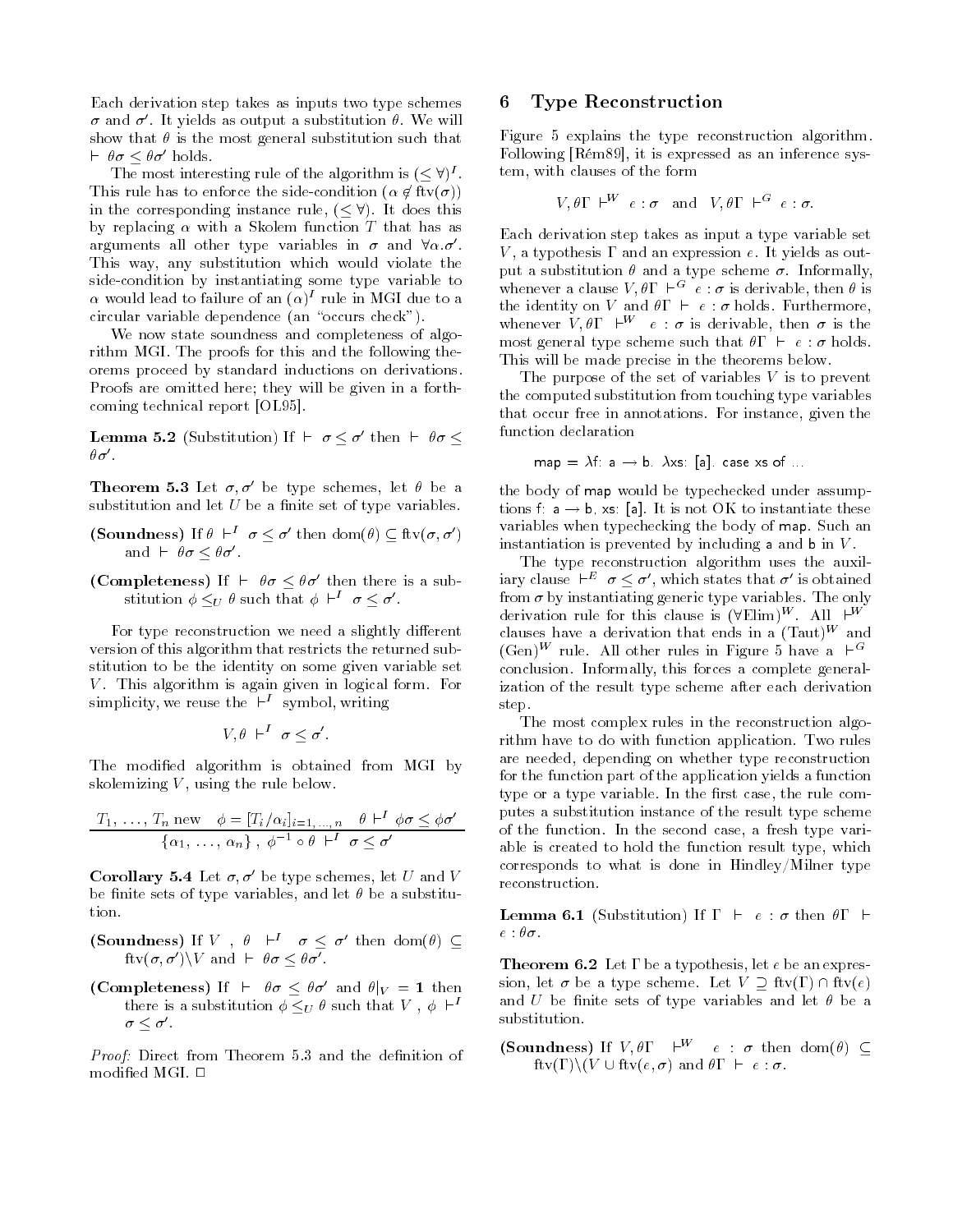Each derivation step takes as inputs two type schemes $\sigma$ and $\sigma'$. It yields as output a substitution $\theta$. We will show that $\theta$ is the most general substitution such that $\vdash \theta\sigma \leq \theta\sigma'$ holds.

The most interesting rule of the algorithm is $(\leq \forall)^I$. This rule has to enforce the side-condition ($\alpha \notin \text{ftv}(\sigma)$) in the corresponding instance rule, $(\leq \forall)$. It does this by replacing $\alpha$ with a Skolem function $T$ that has as arguments all other type variables in $\sigma$ and $\forall\alpha.\sigma'$. This way, any substitution which would violate the side-condition by instantiating some type variable to $\alpha$ would lead to failure of an $(\alpha)^I$ rule in MGI due to a circular variable dependence (an "occurs check").

We now state soundness and completeness of algorithm MGI. The proofs for this and the following theorems proceed by standard inductions on derivations. Proofs are omitted here; they will be given in a forthcoming technical report [OL95].

**Lemma 5.2** (Substitution) If $\vdash \sigma \leq \sigma'$ then $\vdash \theta\sigma \leq \theta\sigma'$.

**Theorem 5.3** Let $\sigma, \sigma'$ be type schemes, let $\theta$ be a substitution and let $U$ be a finite set of type variables.

**(Soundness)** If $\theta \vdash^I \sigma \leq \sigma'$ then $\text{dom}(\theta) \subseteq \text{ftv}(\sigma, \sigma')$ and $\vdash \theta\sigma \leq \theta\sigma'$.

**(Completeness)** If $\vdash \theta\sigma \leq \theta\sigma'$ then there is a substitution $\phi \leq_U \theta$ such that $\phi \vdash^I \sigma \leq \sigma'$.

For type reconstruction we need a slightly different version of this algorithm that restricts the returned substitution to be the identity on some given variable set $V$. This algorithm is again given in logical form. For simplicity, we reuse the $\vdash^I$ symbol, writing

$$V, \theta \vdash^I \sigma \leq \sigma'.$$

The modified algorithm is obtained from MGI by skolemizing $V$, using the rule below.

$$\frac{T_1, \ldots, T_n \text{ new} \quad \phi = [T_i/\alpha_i]_{i=1,\ldots,n} \quad \theta \vdash^I \phi\sigma \leq \phi\sigma'}{\{\alpha_1, \ldots, \alpha_n\},\ \phi^{-1} \circ \theta \vdash^I \sigma \leq \sigma'}$$

**Corollary 5.4** Let $\sigma, \sigma'$ be type schemes, let $U$ and $V$ be finite sets of type variables, and let $\theta$ be a substitution.

**(Soundness)** If $V, \theta \vdash^I \sigma \leq \sigma'$ then $\text{dom}(\theta) \subseteq \text{ftv}(\sigma, \sigma') \backslash V$ and $\vdash \theta\sigma \leq \theta\sigma'$.

**(Completeness)** If $\vdash \theta\sigma \leq \theta\sigma'$ and $\theta|_V = \mathbf{1}$ then there is a substitution $\phi \leq_U \theta$ such that $V, \phi \vdash^I \sigma \leq \sigma'$.

*Proof:* Direct from Theorem 5.3 and the definition of modified MGI. □

## 6 Type Reconstruction

Figure 5 explains the type reconstruction algorithm. Following [Rém89], it is expressed as an inference system, with clauses of the form

$$V, \theta\Gamma \vdash^W e : \sigma \quad \text{and} \quad V, \theta\Gamma \vdash^G e : \sigma.$$

Each derivation step takes as input a type variable set $V$, a typothesis $\Gamma$ and an expression $e$. It yields as output a substitution $\theta$ and a type scheme $\sigma$. Informally, whenever a clause $V, \theta\Gamma \vdash^G e : \sigma$ is derivable, then $\theta$ is the identity on $V$ and $\theta\Gamma \vdash e : \sigma$ holds. Furthermore, whenever $V, \theta\Gamma \vdash^W e : \sigma$ is derivable, then $\sigma$ is the most general type scheme such that $\theta\Gamma \vdash e : \sigma$ holds. This will be made precise in the theorems below.

The purpose of the set of variables $V$ is to prevent the computed substitution from touching type variables that occur free in annotations. For instance, given the function declaration

```
map = λf: a → b. λxs: [a]. case xs of ...
```

the body of map would be typechecked under assumptions f: a → b, xs: [a]. It is not OK to instantiate these variables when typechecking the body of map. Such an instantiation is prevented by including a and b in $V$.

The type reconstruction algorithm uses the auxiliary clause $\vdash^E \sigma \leq \sigma'$, which states that $\sigma'$ is obtained from $\sigma$ by instantiating generic type variables. The only derivation rule for this clause is $(\forall\text{Elim})^W$. All $\vdash^W$ clauses have a derivation that ends in a $(\text{Taut})^W$ and $(\text{Gen})^W$ rule. All other rules in Figure 5 have a $\vdash^G$ conclusion. Informally, this forces a complete generalization of the result type scheme after each derivation step.

The most complex rules in the reconstruction algorithm have to do with function application. Two rules are needed, depending on whether type reconstruction for the function part of the application yields a function type or a type variable. In the first case, the rule computes a substitution instance of the result type scheme of the function. In the second case, a fresh type variable is created to hold the function result type, which corresponds to what is done in Hindley/Milner type reconstruction.

**Lemma 6.1** (Substitution) If $\Gamma \vdash e : \sigma$ then $\theta\Gamma \vdash e : \theta\sigma$.

**Theorem 6.2** Let $\Gamma$ be a typothesis, let $e$ be an expression, let $\sigma$ be a type scheme. Let $V \supseteq \text{ftv}(\Gamma) \cap \text{ftv}(e)$ and $U$ be finite sets of type variables and let $\theta$ be a substitution.

**(Soundness)** If $V, \theta\Gamma \vdash^W e : \sigma$ then $\text{dom}(\theta) \subseteq \text{ftv}(\Gamma) \backslash (V \cup \text{ftv}(e, \sigma)$ and $\theta\Gamma \vdash e : \sigma$.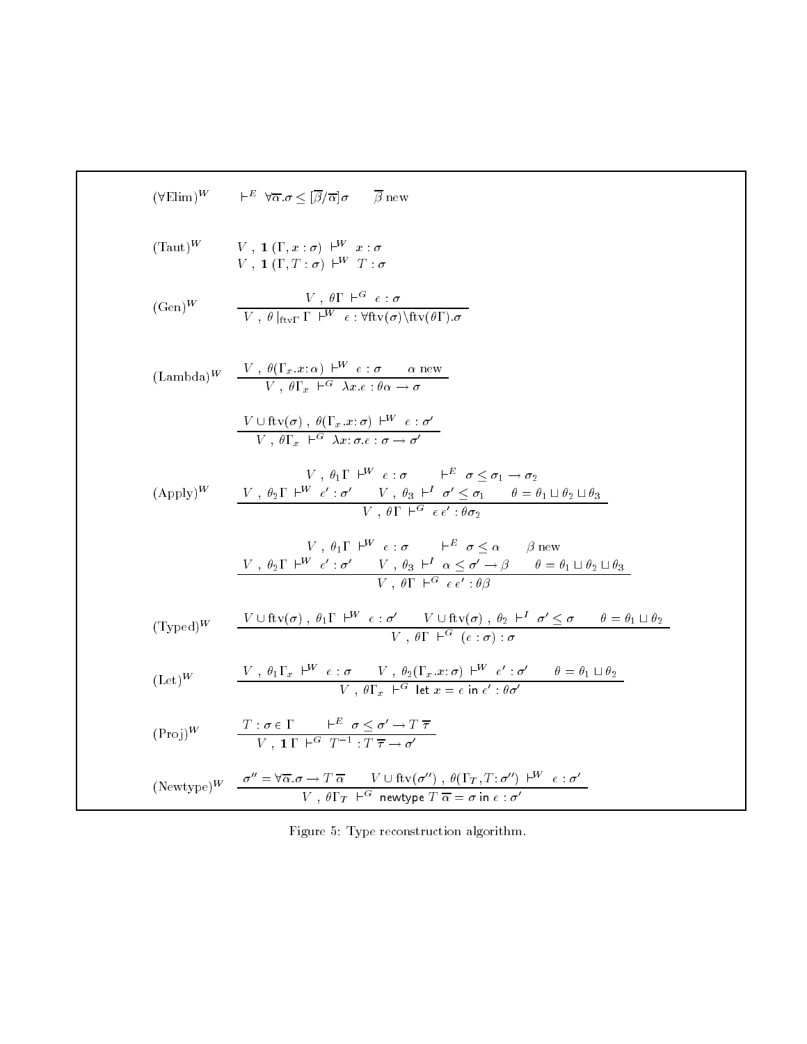$(\forall\text{Elim})^W \qquad \vdash^E \ \forall\overline{\alpha}.\sigma \leq [\overline{\beta}/\overline{\alpha}]\sigma \qquad \overline{\beta} \text{ new}$

$(\text{Taut})^W \qquad V\ ,\ \mathbf{1}\,(\Gamma, x:\sigma)\ \vdash^W\ x:\sigma$

$\qquad\qquad\quad\ V\ ,\ \mathbf{1}\,(\Gamma, T:\sigma)\ \vdash^W\ T:\sigma$

$$(\text{Gen})^W \qquad \frac{V\ ,\ \theta\Gamma\ \vdash^G\ e:\sigma}{V\ ,\ \theta\,|_{\text{ftv}\Gamma}\ \Gamma\ \vdash^W\ e:\forall\text{ftv}(\sigma)\backslash\text{ftv}(\theta\Gamma).\sigma}$$

$$(\text{Lambda})^W \qquad \frac{V\ ,\ \theta(\Gamma_x.x{:}\,\alpha)\ \vdash^W\ e:\sigma \qquad \alpha \text{ new}}{V\ ,\ \theta\Gamma_x\ \vdash^G\ \lambda x.e:\theta\alpha \rightarrow \sigma}$$

$$\frac{V \cup \text{ftv}(\sigma)\ ,\ \theta(\Gamma_x.x{:}\,\sigma)\ \vdash^W\ e:\sigma'}{V\ ,\ \theta\Gamma_x\ \vdash^G\ \lambda x{:}\,\sigma.e:\sigma \rightarrow \sigma'}$$

$$(\text{Apply})^W \qquad \frac{\begin{array}{c} V\ ,\ \theta_1\Gamma\ \vdash^W\ e:\sigma \qquad \vdash^E\ \sigma \leq \sigma_1 \rightarrow \sigma_2 \\ V\ ,\ \theta_2\Gamma\ \vdash^W\ e':\sigma' \qquad V\ ,\ \theta_3\ \vdash^I\ \sigma' \leq \sigma_1 \qquad \theta = \theta_1 \sqcup \theta_2 \sqcup \theta_3 \end{array}}{V\ ,\ \theta\Gamma\ \vdash^G\ e\ e':\theta\sigma_2}$$

$$\frac{\begin{array}{c} V\ ,\ \theta_1\Gamma\ \vdash^W\ e:\sigma \qquad \vdash^E\ \sigma \leq \alpha \qquad \beta \text{ new} \\ V\ ,\ \theta_2\Gamma\ \vdash^W\ e':\sigma' \qquad V\ ,\ \theta_3\ \vdash^I\ \alpha \leq \sigma' \rightarrow \beta \qquad \theta = \theta_1 \sqcup \theta_2 \sqcup \theta_3 \end{array}}{V\ ,\ \theta\Gamma\ \vdash^G\ e\ e':\theta\beta}$$

$$(\text{Typed})^W \qquad \frac{V \cup \text{ftv}(\sigma)\ ,\ \theta_1\Gamma\ \vdash^W\ e:\sigma' \qquad V \cup \text{ftv}(\sigma)\ ,\ \theta_2\ \vdash^I\ \sigma' \leq \sigma \qquad \theta = \theta_1 \sqcup \theta_2}{V\ ,\ \theta\Gamma\ \vdash^G\ (e:\sigma):\sigma}$$

$$(\text{Let})^W \qquad \frac{V\ ,\ \theta_1\Gamma_x\ \vdash^W\ e:\sigma \qquad V\ ,\ \theta_2(\Gamma_x.x{:}\,\sigma)\ \vdash^W\ e':\sigma' \qquad \theta = \theta_1 \sqcup \theta_2}{V\ ,\ \theta\Gamma_x\ \vdash^G\ \mathsf{let}\ x = e\ \mathsf{in}\ e':\theta\sigma'}$$

$$(\text{Proj})^W \qquad \frac{T:\sigma \in \Gamma \qquad \vdash^E\ \sigma \leq \sigma' \rightarrow T\ \overline{\tau}}{V\ ,\ \mathbf{1}\,\Gamma\ \vdash^G\ T^{-1}:T\ \overline{\tau} \rightarrow \sigma'}$$

$$(\text{Newtype})^W \qquad \frac{\sigma'' = \forall\overline{\alpha}.\sigma \rightarrow T\ \overline{\alpha} \qquad V \cup \text{ftv}(\sigma'')\ ,\ \theta(\Gamma_T, T{:}\,\sigma'')\ \vdash^W\ e:\sigma'}{V\ ,\ \theta\Gamma_T\ \vdash^G\ \mathsf{newtype}\ T\ \overline{\alpha} = \sigma\ \mathsf{in}\ e:\sigma'}$$

Figure 5: Type reconstruction algorithm.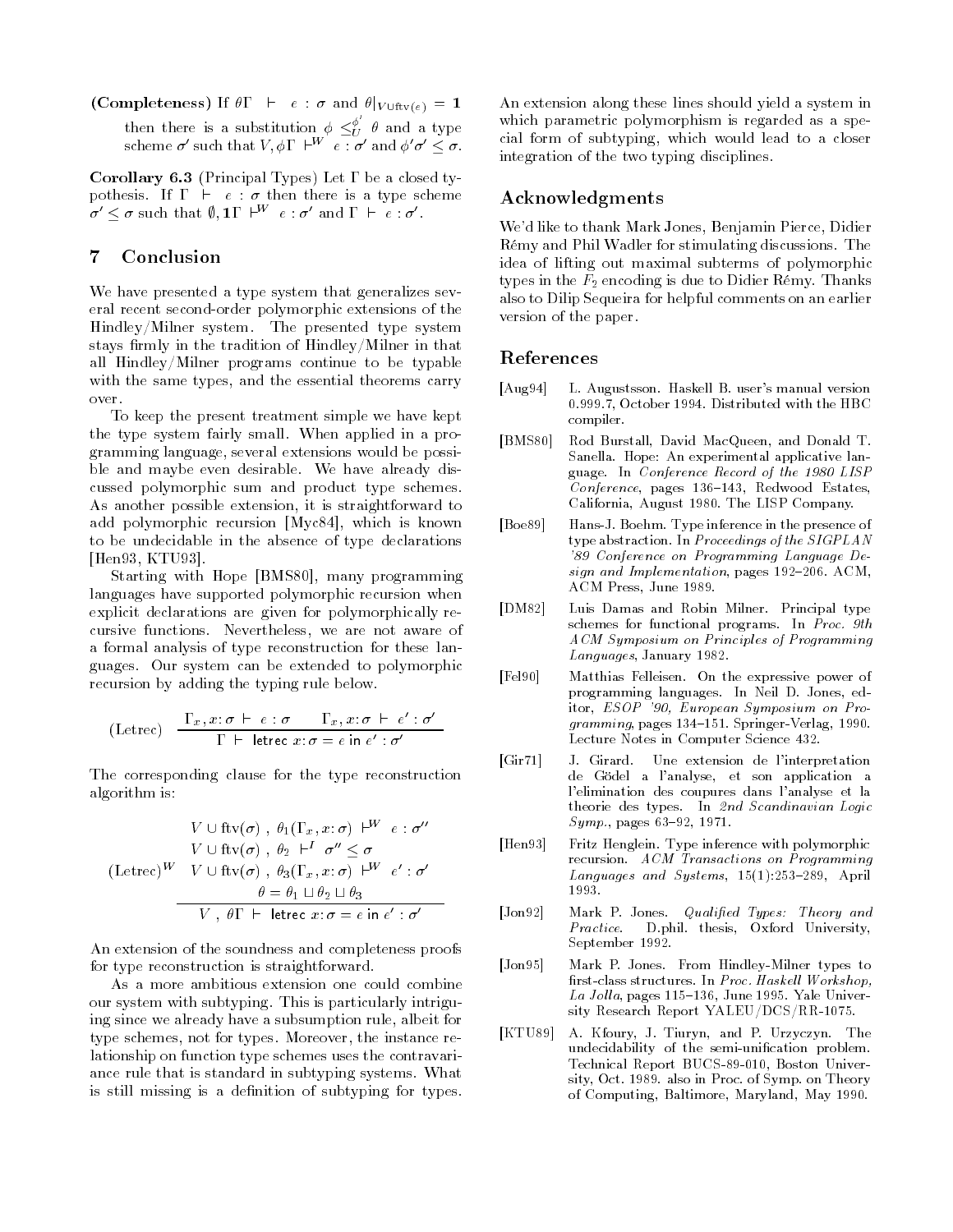**(Completeness)** If $\theta\Gamma \vdash e : \sigma$ and $\theta|_{V \cup \text{ftv}(e)} = \mathbf{1}$ then there is a substitution $\phi \leq_U^{\phi'} \theta$ and a type scheme $\sigma'$ such that $V, \phi\Gamma \vdash^W e : \sigma'$ and $\phi'\sigma' \leq \sigma$.

**Corollary 6.3** (Principal Types) Let $\Gamma$ be a closed typothesis. If $\Gamma \vdash e : \sigma$ then there is a type scheme $\sigma' \leq \sigma$ such that $\emptyset, \mathbf{1}\Gamma \vdash^W e : \sigma'$ and $\Gamma \vdash e : \sigma'$.

## 7 Conclusion

We have presented a type system that generalizes several recent second-order polymorphic extensions of the Hindley/Milner system. The presented type system stays firmly in the tradition of Hindley/Milner in that all Hindley/Milner programs continue to be typable with the same types, and the essential theorems carry over.

To keep the present treatment simple we have kept the type system fairly small. When applied in a programming language, several extensions would be possible and maybe even desirable. We have already discussed polymorphic sum and product type schemes. As another possible extension, it is straightforward to add polymorphic recursion [Myc84], which is known to be undecidable in the absence of type declarations [Hen93, KTU93].

Starting with Hope [BMS80], many programming languages have supported polymorphic recursion when explicit declarations are given for polymorphically recursive functions. Nevertheless, we are not aware of a formal analysis of type reconstruction for these languages. Our system can be extended to polymorphic recursion by adding the typing rule below.

$$
\text{(Letrec)} \quad \frac{\Gamma_x, x{:}\sigma \vdash e : \sigma \qquad \Gamma_x, x{:}\sigma \vdash e' : \sigma'}{\Gamma \vdash \mathsf{letrec}\ x{:}\sigma = e\ \mathsf{in}\ e' : \sigma'}
$$

The corresponding clause for the type reconstruction algorithm is:

$$
\text{(Letrec)}^W \quad \frac{\begin{array}{c} V \cup \text{ftv}(\sigma)\ ,\ \theta_1(\Gamma_x, x{:}\sigma) \vdash^W e : \sigma'' \\ V \cup \text{ftv}(\sigma)\ ,\ \theta_2 \vdash^I \sigma'' \leq \sigma \\ V \cup \text{ftv}(\sigma)\ ,\ \theta_3(\Gamma_x, x{:}\sigma) \vdash^W e' : \sigma' \\ \theta = \theta_1 \sqcup \theta_2 \sqcup \theta_3 \end{array}}{V\ ,\ \theta\Gamma \vdash \mathsf{letrec}\ x{:}\sigma = e\ \mathsf{in}\ e' : \sigma'}
$$

An extension of the soundness and completeness proofs for type reconstruction is straightforward.

As a more ambitious extension one could combine our system with subtyping. This is particularly intriguing since we already have a subsumption rule, albeit for type schemes, not for types. Moreover, the instance relationship on function type schemes uses the contravariance rule that is standard in subtyping systems. What is still missing is a definition of subtyping for types. An extension along these lines should yield a system in which parametric polymorphism is regarded as a special form of subtyping, which would lead to a closer integration of the two typing disciplines.

## Acknowledgments

We'd like to thank Mark Jones, Benjamin Pierce, Didier Rémy and Phil Wadler for stimulating discussions. The idea of lifting out maximal subterms of polymorphic types in the $F_2$ encoding is due to Didier Rémy. Thanks also to Dilip Sequeira for helpful comments on an earlier version of the paper.

## References

[Aug94] L. Augustsson. Haskell B. user's manual version 0.999.7, October 1994. Distributed with the HBC compiler.

[BMS80] Rod Burstall, David MacQueen, and Donald T. Sanella. Hope: An experimental applicative language. In *Conference Record of the 1980 LISP Conference*, pages 136–143, Redwood Estates, California, August 1980. The LISP Company.

[Boe89] Hans-J. Boehm. Type inference in the presence of type abstraction. In *Proceedings of the SIGPLAN '89 Conference on Programming Language Design and Implementation*, pages 192–206. ACM, ACM Press, June 1989.

[DM82] Luis Damas and Robin Milner. Principal type schemes for functional programs. In *Proc. 9th ACM Symposium on Principles of Programming Languages*, January 1982.

[Fel90] Matthias Felleisen. On the expressive power of programming languages. In Neil D. Jones, editor, *ESOP '90, European Symposium on Programming*, pages 134–151. Springer-Verlag, 1990. Lecture Notes in Computer Science 432.

[Gir71] J. Girard. Une extension de l'interpretation de Gödel a l'analyse, et son application a l'elimination des coupures dans l'analyse et la theorie des types. In *2nd Scandinavian Logic Symp.*, pages 63–92, 1971.

[Hen93] Fritz Henglein. Type inference with polymorphic recursion. *ACM Transactions on Programming Languages and Systems*, 15(1):253–289, April 1993.

[Jon92] Mark P. Jones. *Qualified Types: Theory and Practice*. D.phil. thesis, Oxford University, September 1992.

[Jon95] Mark P. Jones. From Hindley-Milner types to first-class structures. In *Proc. Haskell Workshop, La Jolla*, pages 115–136, June 1995. Yale University Research Report YALEU/DCS/RR-1075.

[KTU89] A. Kfoury, J. Tiuryn, and P. Urzyczyn. The undecidability of the semi-unification problem. Technical Report BUCS-89-010, Boston University, Oct. 1989. also in Proc. of Symp. on Theory of Computing, Baltimore, Maryland, May 1990.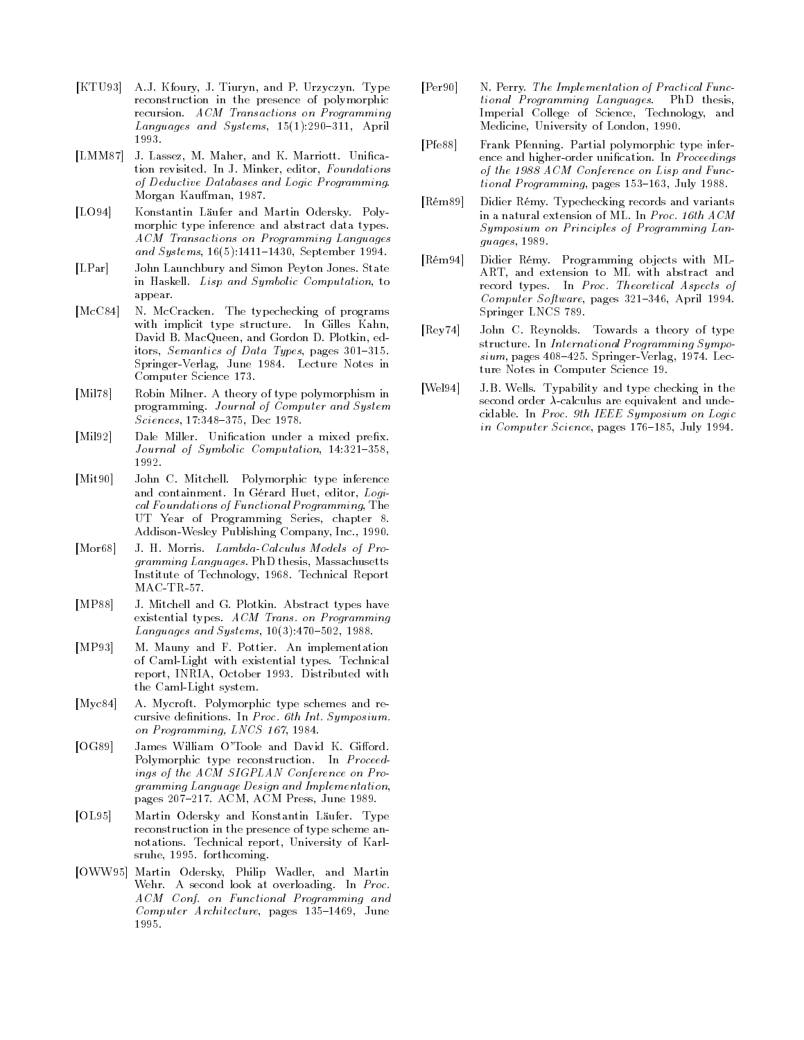[KTU93] A.J. Kfoury, J. Tiuryn, and P. Urzyczyn. Type reconstruction in the presence of polymorphic recursion. *ACM Transactions on Programming Languages and Systems*, 15(1):290–311, April 1993.

[LMM87] J. Lassez, M. Maher, and K. Marriott. Unification revisited. In J. Minker, editor, *Foundations of Deductive Databases and Logic Programming*. Morgan Kauffman, 1987.

[LO94] Konstantin Läufer and Martin Odersky. Polymorphic type inference and abstract data types. *ACM Transactions on Programming Languages and Systems*, 16(5):1411–1430, September 1994.

[LPar] John Launchbury and Simon Peyton Jones. State in Haskell. *Lisp and Symbolic Computation*, to appear.

[McC84] N. McCracken. The typechecking of programs with implicit type structure. In Gilles Kahn, David B. MacQueen, and Gordon D. Plotkin, editors, *Semantics of Data Types*, pages 301–315. Springer-Verlag, June 1984. Lecture Notes in Computer Science 173.

[Mil78] Robin Milner. A theory of type polymorphism in programming. *Journal of Computer and System Sciences*, 17:348–375, Dec 1978.

[Mil92] Dale Miller. Unification under a mixed prefix. *Journal of Symbolic Computation*, 14:321–358, 1992.

[Mit90] John C. Mitchell. Polymorphic type inference and containment. In Gérard Huet, editor, *Logical Foundations of Functional Programming*, The UT Year of Programming Series, chapter 8. Addison-Wesley Publishing Company, Inc., 1990.

[Mor68] J. H. Morris. *Lambda-Calculus Models of Programming Languages*. PhD thesis, Massachusetts Institute of Technology, 1968. Technical Report MAC-TR-57.

[MP88] J. Mitchell and G. Plotkin. Abstract types have existential types. *ACM Trans. on Programming Languages and Systems*, 10(3):470–502, 1988.

[MP93] M. Mauny and F. Pottier. An implementation of Caml-Light with existential types. Technical report, INRIA, October 1993. Distributed with the Caml-Light system.

[Myc84] A. Mycroft. Polymorphic type schemes and recursive definitions. In *Proc. 6th Int. Symposium. on Programming, LNCS 167*, 1984.

[OG89] James William O'Toole and David K. Gifford. Polymorphic type reconstruction. In *Proceedings of the ACM SIGPLAN Conference on Programming Language Design and Implementation*, pages 207–217. ACM, ACM Press, June 1989.

[OL95] Martin Odersky and Konstantin Läufer. Type reconstruction in the presence of type scheme annotations. Technical report, University of Karlsruhe, 1995. forthcoming.

[OWW95] Martin Odersky, Philip Wadler, and Martin Wehr. A second look at overloading. In *Proc. ACM Conf. on Functional Programming and Computer Architecture*, pages 135–1469, June 1995.

[Per90] N. Perry. *The Implementation of Practical Functional Programming Languages*. PhD thesis, Imperial College of Science, Technology, and Medicine, University of London, 1990.

[Pfe88] Frank Pfenning. Partial polymorphic type inference and higher-order unification. In *Proceedings of the 1988 ACM Conference on Lisp and Functional Programming*, pages 153–163, July 1988.

[Rém89] Didier Rémy. Typechecking records and variants in a natural extension of ML. In *Proc. 16th ACM Symposium on Principles of Programming Languages*, 1989.

[Rém94] Didier Rémy. Programming objects with ML-ART, and extension to ML with abstract and record types. In *Proc. Theoretical Aspects of Computer Software*, pages 321–346, April 1994. Springer LNCS 789.

[Rey74] John C. Reynolds. Towards a theory of type structure. In *International Programming Symposium*, pages 408–425. Springer-Verlag, 1974. Lecture Notes in Computer Science 19.

[Wel94] J.B. Wells. Typability and type checking in the second order $\lambda$-calculus are equivalent and undecidable. In *Proc. 9th IEEE Symposium on Logic in Computer Science*, pages 176–185, July 1994.